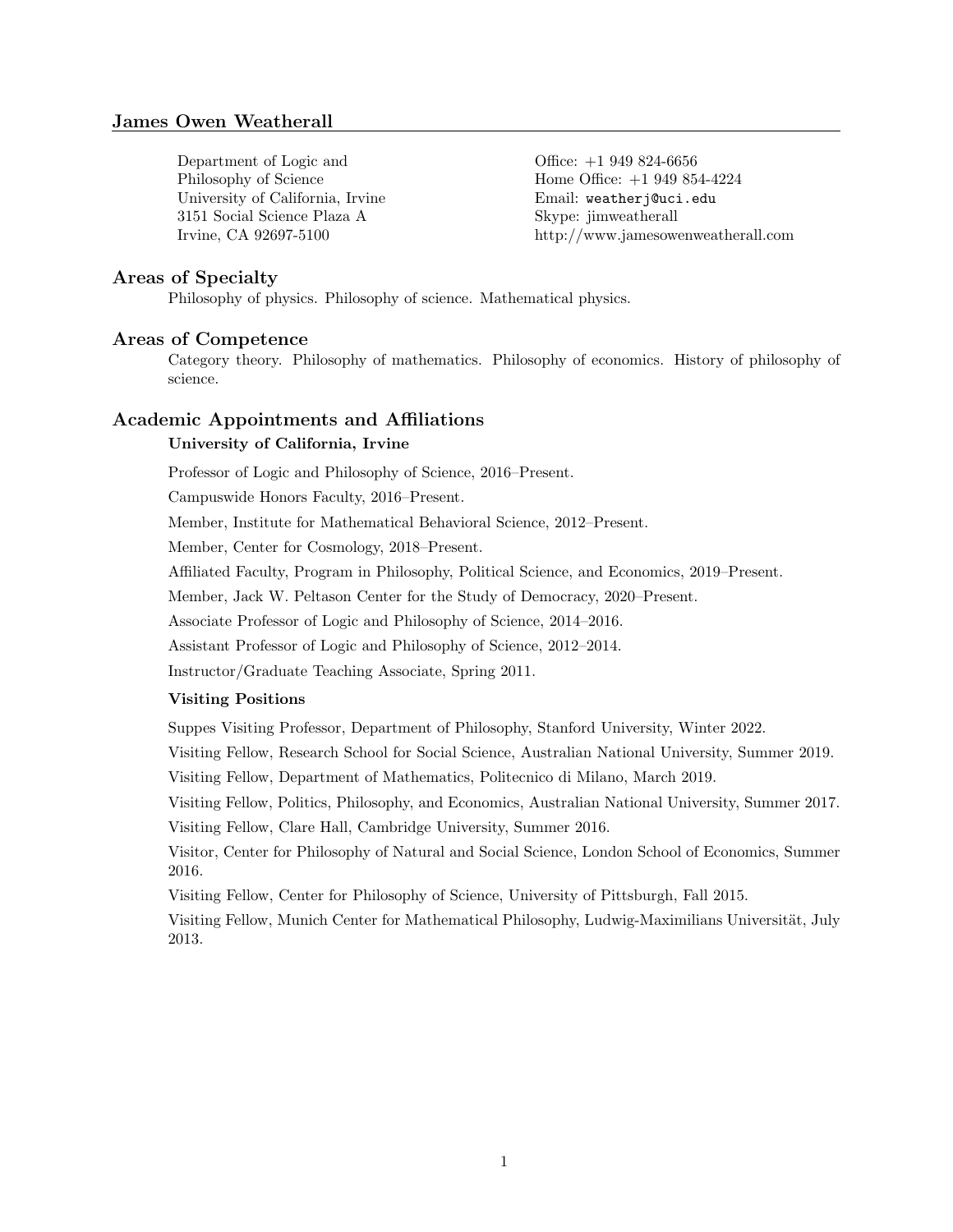# James Owen Weatherall

Department of Logic and Philosophy of Science
University of California, Irvine
3151 Social Science Plaza A
Irvine, CA 92697-5100

Office: +1 949 824-6656
Home Office: +1 949 854-4224
Email: weatherj@uci.edu
Skype: jimweatherall
http://www.jamesowenweatherall.com

## Areas of Specialty

Philosophy of physics. Philosophy of science. Mathematical physics.

## Areas of Competence

Category theory. Philosophy of mathematics. Philosophy of economics. History of philosophy of science.

## Academic Appointments and Affiliations

### University of California, Irvine

Professor of Logic and Philosophy of Science, 2016–Present.

Campuswide Honors Faculty, 2016–Present.

Member, Institute for Mathematical Behavioral Science, 2012–Present.

Member, Center for Cosmology, 2018–Present.

Affiliated Faculty, Program in Philosophy, Political Science, and Economics, 2019–Present.

Member, Jack W. Peltason Center for the Study of Democracy, 2020–Present.

Associate Professor of Logic and Philosophy of Science, 2014–2016.

Assistant Professor of Logic and Philosophy of Science, 2012–2014.

Instructor/Graduate Teaching Associate, Spring 2011.

### Visiting Positions

Suppes Visiting Professor, Department of Philosophy, Stanford University, Winter 2022.

Visiting Fellow, Research School for Social Science, Australian National University, Summer 2019.

Visiting Fellow, Department of Mathematics, Politecnico di Milano, March 2019.

Visiting Fellow, Politics, Philosophy, and Economics, Australian National University, Summer 2017.

Visiting Fellow, Clare Hall, Cambridge University, Summer 2016.

Visitor, Center for Philosophy of Natural and Social Science, London School of Economics, Summer 2016.

Visiting Fellow, Center for Philosophy of Science, University of Pittsburgh, Fall 2015.

Visiting Fellow, Munich Center for Mathematical Philosophy, Ludwig-Maximilians Universität, July 2013.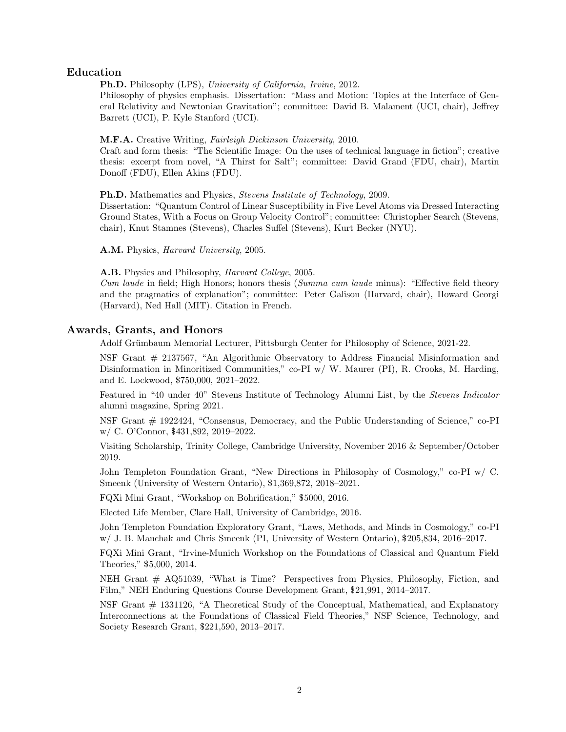## Education

**Ph.D.** Philosophy (LPS), *University of California, Irvine*, 2012.
Philosophy of physics emphasis. Dissertation: "Mass and Motion: Topics at the Interface of General Relativity and Newtonian Gravitation"; committee: David B. Malament (UCI, chair), Jeffrey Barrett (UCI), P. Kyle Stanford (UCI).

**M.F.A.** Creative Writing, *Fairleigh Dickinson University*, 2010.
Craft and form thesis: "The Scientific Image: On the uses of technical language in fiction"; creative thesis: excerpt from novel, "A Thirst for Salt"; committee: David Grand (FDU, chair), Martin Donoff (FDU), Ellen Akins (FDU).

**Ph.D.** Mathematics and Physics, *Stevens Institute of Technology*, 2009.
Dissertation: "Quantum Control of Linear Susceptibility in Five Level Atoms via Dressed Interacting Ground States, With a Focus on Group Velocity Control"; committee: Christopher Search (Stevens, chair), Knut Stamnes (Stevens), Charles Suffel (Stevens), Kurt Becker (NYU).

**A.M.** Physics, *Harvard University*, 2005.

**A.B.** Physics and Philosophy, *Harvard College*, 2005.
*Cum laude* in field; High Honors; honors thesis (*Summa cum laude* minus): "Effective field theory and the pragmatics of explanation"; committee: Peter Galison (Harvard, chair), Howard Georgi (Harvard), Ned Hall (MIT). Citation in French.

## Awards, Grants, and Honors

Adolf Grünbaum Memorial Lecturer, Pittsburgh Center for Philosophy of Science, 2021-22.

NSF Grant # 2137567, "An Algorithmic Observatory to Address Financial Misinformation and Disinformation in Minoritized Communities," co-PI w/ W. Maurer (PI), R. Crooks, M. Harding, and E. Lockwood, $750,000, 2021–2022.

Featured in "40 under 40" Stevens Institute of Technology Alumni List, by the *Stevens Indicator* alumni magazine, Spring 2021.

NSF Grant # 1922424, "Consensus, Democracy, and the Public Understanding of Science," co-PI w/ C. O'Connor, $431,892, 2019–2022.

Visiting Scholarship, Trinity College, Cambridge University, November 2016 & September/October 2019.

John Templeton Foundation Grant, "New Directions in Philosophy of Cosmology," co-PI w/ C. Smeenk (University of Western Ontario), $1,369,872, 2018–2021.

FQXi Mini Grant, "Workshop on Bohrification," $5000, 2016.

Elected Life Member, Clare Hall, University of Cambridge, 2016.

John Templeton Foundation Exploratory Grant, "Laws, Methods, and Minds in Cosmology," co-PI w/ J. B. Manchak and Chris Smeenk (PI, University of Western Ontario), $205,834, 2016–2017.

FQXi Mini Grant, "Irvine-Munich Workshop on the Foundations of Classical and Quantum Field Theories," $5,000, 2014.

NEH Grant # AQ51039, "What is Time? Perspectives from Physics, Philosophy, Fiction, and Film," NEH Enduring Questions Course Development Grant, $21,991, 2014–2017.

NSF Grant # 1331126, "A Theoretical Study of the Conceptual, Mathematical, and Explanatory Interconnections at the Foundations of Classical Field Theories," NSF Science, Technology, and Society Research Grant, $221,590, 2013–2017.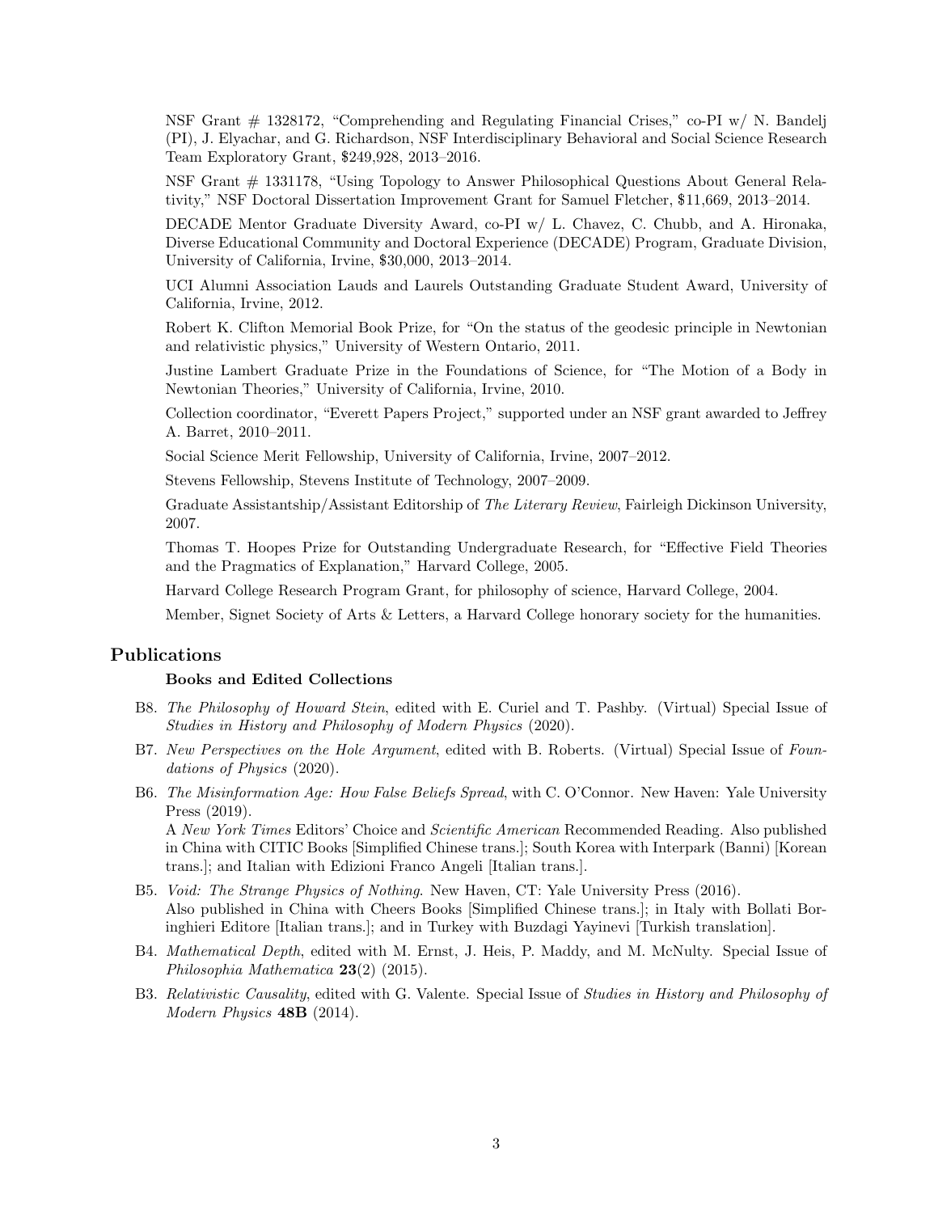NSF Grant # 1328172, "Comprehending and Regulating Financial Crises," co-PI w/ N. Bandelj (PI), J. Elyachar, and G. Richardson, NSF Interdisciplinary Behavioral and Social Science Research Team Exploratory Grant, $249,928, 2013–2016.

NSF Grant # 1331178, "Using Topology to Answer Philosophical Questions About General Relativity," NSF Doctoral Dissertation Improvement Grant for Samuel Fletcher, $11,669, 2013–2014.

DECADE Mentor Graduate Diversity Award, co-PI w/ L. Chavez, C. Chubb, and A. Hironaka, Diverse Educational Community and Doctoral Experience (DECADE) Program, Graduate Division, University of California, Irvine, $30,000, 2013–2014.

UCI Alumni Association Lauds and Laurels Outstanding Graduate Student Award, University of California, Irvine, 2012.

Robert K. Clifton Memorial Book Prize, for "On the status of the geodesic principle in Newtonian and relativistic physics," University of Western Ontario, 2011.

Justine Lambert Graduate Prize in the Foundations of Science, for "The Motion of a Body in Newtonian Theories," University of California, Irvine, 2010.

Collection coordinator, "Everett Papers Project," supported under an NSF grant awarded to Jeffrey A. Barret, 2010–2011.

Social Science Merit Fellowship, University of California, Irvine, 2007–2012.

Stevens Fellowship, Stevens Institute of Technology, 2007–2009.

Graduate Assistantship/Assistant Editorship of *The Literary Review*, Fairleigh Dickinson University, 2007.

Thomas T. Hoopes Prize for Outstanding Undergraduate Research, for "Effective Field Theories and the Pragmatics of Explanation," Harvard College, 2005.

Harvard College Research Program Grant, for philosophy of science, Harvard College, 2004.

Member, Signet Society of Arts & Letters, a Harvard College honorary society for the humanities.

## Publications

### Books and Edited Collections

B8. *The Philosophy of Howard Stein*, edited with E. Curiel and T. Pashby. (Virtual) Special Issue of *Studies in History and Philosophy of Modern Physics* (2020).

B7. *New Perspectives on the Hole Argument*, edited with B. Roberts. (Virtual) Special Issue of *Foundations of Physics* (2020).

B6. *The Misinformation Age: How False Beliefs Spread*, with C. O'Connor. New Haven: Yale University Press (2019).
A *New York Times* Editors' Choice and *Scientific American* Recommended Reading. Also published in China with CITIC Books [Simplified Chinese trans.]; South Korea with Interpark (Banni) [Korean trans.]; and Italian with Edizioni Franco Angeli [Italian trans.].

B5. *Void: The Strange Physics of Nothing*. New Haven, CT: Yale University Press (2016).
Also published in China with Cheers Books [Simplified Chinese trans.]; in Italy with Bollati Boringhieri Editore [Italian trans.]; and in Turkey with Buzdagi Yayinevi [Turkish translation].

B4. *Mathematical Depth*, edited with M. Ernst, J. Heis, P. Maddy, and M. McNulty. Special Issue of *Philosophia Mathematica* **23**(2) (2015).

B3. *Relativistic Causality*, edited with G. Valente. Special Issue of *Studies in History and Philosophy of Modern Physics* **48B** (2014).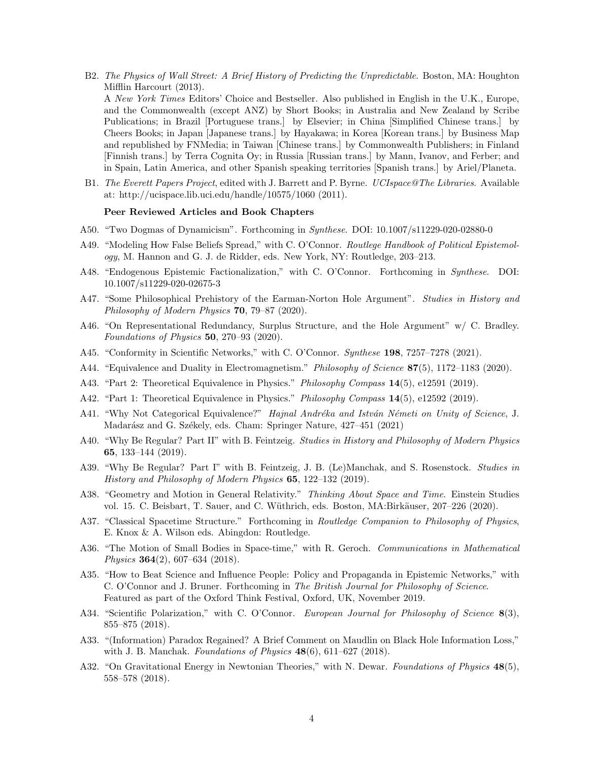B2. *The Physics of Wall Street: A Brief History of Predicting the Unpredictable*. Boston, MA: Houghton Mifflin Harcourt (2013).
A *New York Times* Editors' Choice and Bestseller. Also published in English in the U.K., Europe, and the Commonwealth (except ANZ) by Short Books; in Australia and New Zealand by Scribe Publications; in Brazil [Portuguese trans.] by Elsevier; in China [Simplified Chinese trans.] by Cheers Books; in Japan [Japanese trans.] by Hayakawa; in Korea [Korean trans.] by Business Map and republished by FNMedia; in Taiwan [Chinese trans.] by Commonwealth Publishers; in Finland [Finnish trans.] by Terra Cognita Oy; in Russia [Russian trans.] by Mann, Ivanov, and Ferber; and in Spain, Latin America, and other Spanish speaking territories [Spanish trans.] by Ariel/Planeta.

B1. *The Everett Papers Project*, edited with J. Barrett and P. Byrne. *UCIspace@The Libraries*. Available at: http://ucispace.lib.uci.edu/handle/10575/1060 (2011).

**Peer Reviewed Articles and Book Chapters**

A50. "Two Dogmas of Dynamicism". Forthcoming in *Synthese*. DOI: 10.1007/s11229-020-02880-0

A49. "Modeling How False Beliefs Spread," with C. O'Connor. *Routlege Handbook of Political Epistemology*, M. Hannon and G. J. de Ridder, eds. New York, NY: Routledge, 203–213.

A48. "Endogenous Epistemic Factionalization," with C. O'Connor. Forthcoming in *Synthese*. DOI: 10.1007/s11229-020-02675-3

A47. "Some Philosophical Prehistory of the Earman-Norton Hole Argument". *Studies in History and Philosophy of Modern Physics* **70**, 79–87 (2020).

A46. "On Representational Redundancy, Surplus Structure, and the Hole Argument" w/ C. Bradley. *Foundations of Physics* **50**, 270–93 (2020).

A45. "Conformity in Scientific Networks," with C. O'Connor. *Synthese* **198**, 7257–7278 (2021).

A44. "Equivalence and Duality in Electromagnetism." *Philosophy of Science* **87**(5), 1172–1183 (2020).

A43. "Part 2: Theoretical Equivalence in Physics." *Philosophy Compass* **14**(5), e12591 (2019).

A42. "Part 1: Theoretical Equivalence in Physics." *Philosophy Compass* **14**(5), e12592 (2019).

A41. "Why Not Categorical Equivalence?" *Hajnal Andréka and István Németi on Unity of Science*, J. Madarász and G. Székely, eds. Cham: Springer Nature, 427–451 (2021)

A40. "Why Be Regular? Part II" with B. Feintzeig. *Studies in History and Philosophy of Modern Physics* **65**, 133–144 (2019).

A39. "Why Be Regular? Part I" with B. Feintzeig, J. B. (Le)Manchak, and S. Rosenstock. *Studies in History and Philosophy of Modern Physics* **65**, 122–132 (2019).

A38. "Geometry and Motion in General Relativity." *Thinking About Space and Time*. Einstein Studies vol. 15. C. Beisbart, T. Sauer, and C. Wüthrich, eds. Boston, MA:Birkäuser, 207–226 (2020).

A37. "Classical Spacetime Structure." Forthcoming in *Routledge Companion to Philosophy of Physics*, E. Knox & A. Wilson eds. Abingdon: Routledge.

A36. "The Motion of Small Bodies in Space-time," with R. Geroch. *Communications in Mathematical Physics* **364**(2), 607–634 (2018).

A35. "How to Beat Science and Influence People: Policy and Propaganda in Epistemic Networks," with C. O'Connor and J. Bruner. Forthcoming in *The British Journal for Philosophy of Science*. Featured as part of the Oxford Think Festival, Oxford, UK, November 2019.

A34. "Scientific Polarization," with C. O'Connor. *European Journal for Philosophy of Science* **8**(3), 855–875 (2018).

A33. "(Information) Paradox Regained? A Brief Comment on Maudlin on Black Hole Information Loss," with J. B. Manchak. *Foundations of Physics* **48**(6), 611–627 (2018).

A32. "On Gravitational Energy in Newtonian Theories," with N. Dewar. *Foundations of Physics* **48**(5), 558–578 (2018).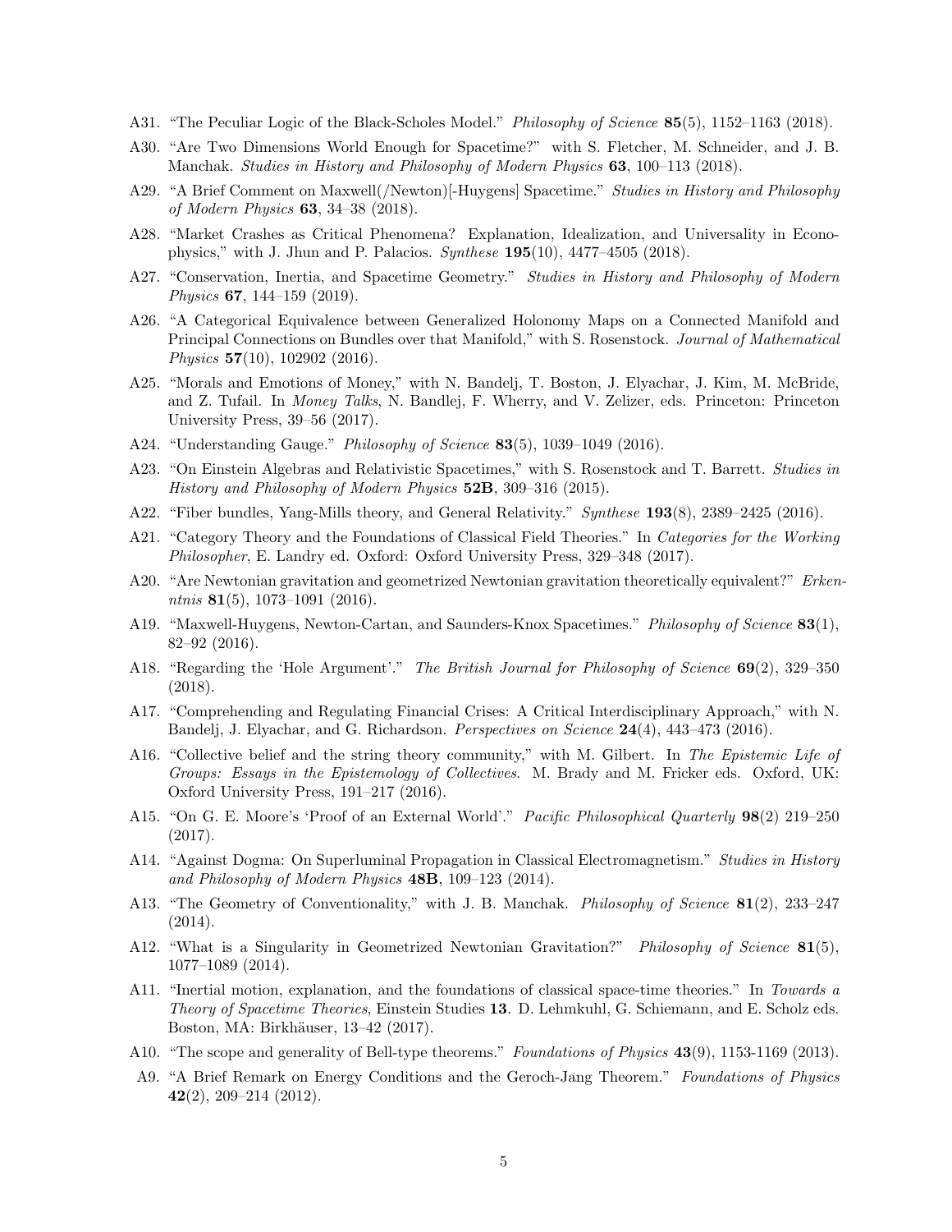- A31. "The Peculiar Logic of the Black-Scholes Model." *Philosophy of Science* **85**(5), 1152–1163 (2018).
- A30. "Are Two Dimensions World Enough for Spacetime?" with S. Fletcher, M. Schneider, and J. B. Manchak. *Studies in History and Philosophy of Modern Physics* **63**, 100–113 (2018).
- A29. "A Brief Comment on Maxwell(/Newton)[-Huygens] Spacetime." *Studies in History and Philosophy of Modern Physics* **63**, 34–38 (2018).
- A28. "Market Crashes as Critical Phenomena? Explanation, Idealization, and Universality in Econophysics," with J. Jhun and P. Palacios. *Synthese* **195**(10), 4477–4505 (2018).
- A27. "Conservation, Inertia, and Spacetime Geometry." *Studies in History and Philosophy of Modern Physics* **67**, 144–159 (2019).
- A26. "A Categorical Equivalence between Generalized Holonomy Maps on a Connected Manifold and Principal Connections on Bundles over that Manifold," with S. Rosenstock. *Journal of Mathematical Physics* **57**(10), 102902 (2016).
- A25. "Morals and Emotions of Money," with N. Bandelj, T. Boston, J. Elyachar, J. Kim, M. McBride, and Z. Tufail. In *Money Talks*, N. Bandlej, F. Wherry, and V. Zelizer, eds. Princeton: Princeton University Press, 39–56 (2017).
- A24. "Understanding Gauge." *Philosophy of Science* **83**(5), 1039–1049 (2016).
- A23. "On Einstein Algebras and Relativistic Spacetimes," with S. Rosenstock and T. Barrett. *Studies in History and Philosophy of Modern Physics* **52B**, 309–316 (2015).
- A22. "Fiber bundles, Yang-Mills theory, and General Relativity." *Synthese* **193**(8), 2389–2425 (2016).
- A21. "Category Theory and the Foundations of Classical Field Theories." In *Categories for the Working Philosopher*, E. Landry ed. Oxford: Oxford University Press, 329–348 (2017).
- A20. "Are Newtonian gravitation and geometrized Newtonian gravitation theoretically equivalent?" *Erkenntnis* **81**(5), 1073–1091 (2016).
- A19. "Maxwell-Huygens, Newton-Cartan, and Saunders-Knox Spacetimes." *Philosophy of Science* **83**(1), 82–92 (2016).
- A18. "Regarding the 'Hole Argument'." *The British Journal for Philosophy of Science* **69**(2), 329–350 (2018).
- A17. "Comprehending and Regulating Financial Crises: A Critical Interdisciplinary Approach," with N. Bandelj, J. Elyachar, and G. Richardson. *Perspectives on Science* **24**(4), 443–473 (2016).
- A16. "Collective belief and the string theory community," with M. Gilbert. In *The Epistemic Life of Groups: Essays in the Epistemology of Collectives*. M. Brady and M. Fricker eds. Oxford, UK: Oxford University Press, 191–217 (2016).
- A15. "On G. E. Moore's 'Proof of an External World'." *Pacific Philosophical Quarterly* **98**(2) 219–250 (2017).
- A14. "Against Dogma: On Superluminal Propagation in Classical Electromagnetism." *Studies in History and Philosophy of Modern Physics* **48B**, 109–123 (2014).
- A13. "The Geometry of Conventionality," with J. B. Manchak. *Philosophy of Science* **81**(2), 233–247 (2014).
- A12. "What is a Singularity in Geometrized Newtonian Gravitation?" *Philosophy of Science* **81**(5), 1077–1089 (2014).
- A11. "Inertial motion, explanation, and the foundations of classical space-time theories." In *Towards a Theory of Spacetime Theories*, Einstein Studies **13**. D. Lehmkuhl, G. Schiemann, and E. Scholz eds. Boston, MA: Birkhäuser, 13–42 (2017).
- A10. "The scope and generality of Bell-type theorems." *Foundations of Physics* **43**(9), 1153-1169 (2013).
- A9. "A Brief Remark on Energy Conditions and the Geroch-Jang Theorem." *Foundations of Physics* **42**(2), 209–214 (2012).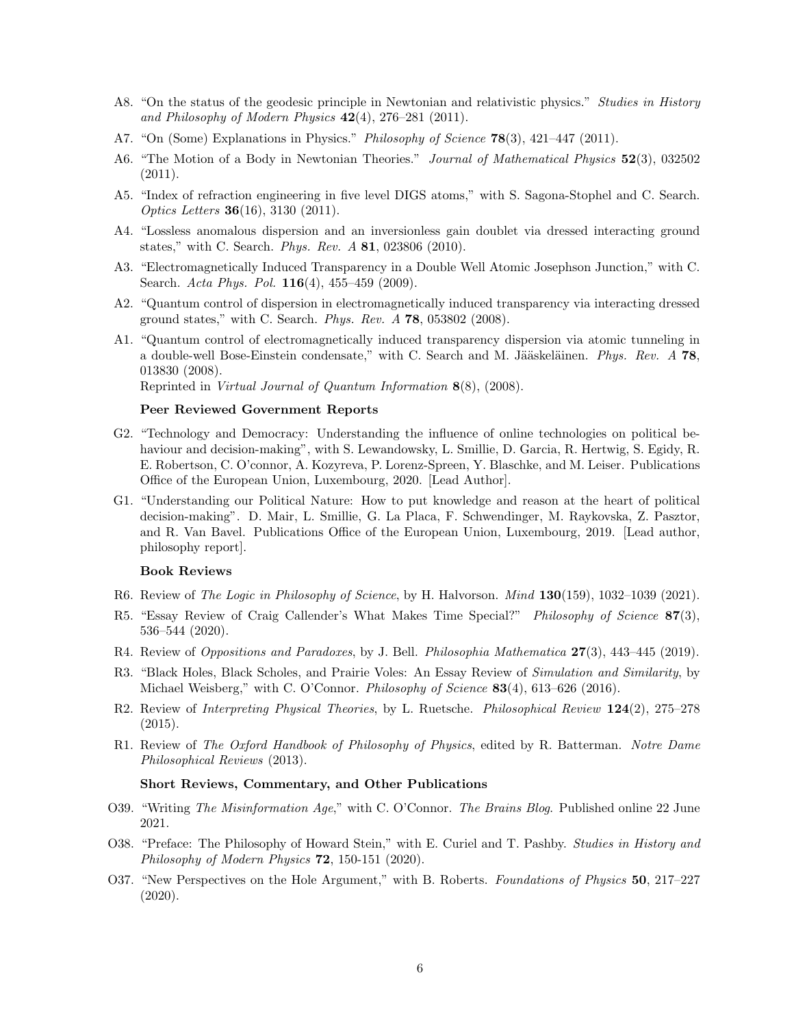A8. "On the status of the geodesic principle in Newtonian and relativistic physics." *Studies in History and Philosophy of Modern Physics* **42**(4), 276–281 (2011).

A7. "On (Some) Explanations in Physics." *Philosophy of Science* **78**(3), 421–447 (2011).

A6. "The Motion of a Body in Newtonian Theories." *Journal of Mathematical Physics* **52**(3), 032502 (2011).

A5. "Index of refraction engineering in five level DIGS atoms," with S. Sagona-Stophel and C. Search. *Optics Letters* **36**(16), 3130 (2011).

A4. "Lossless anomalous dispersion and an inversionless gain doublet via dressed interacting ground states," with C. Search. *Phys. Rev. A* **81**, 023806 (2010).

A3. "Electromagnetically Induced Transparency in a Double Well Atomic Josephson Junction," with C. Search. *Acta Phys. Pol.* **116**(4), 455–459 (2009).

A2. "Quantum control of dispersion in electromagnetically induced transparency via interacting dressed ground states," with C. Search. *Phys. Rev. A* **78**, 053802 (2008).

A1. "Quantum control of electromagnetically induced transparency dispersion via atomic tunneling in a double-well Bose-Einstein condensate," with C. Search and M. Jääskeläinen. *Phys. Rev. A* **78**, 013830 (2008).
Reprinted in *Virtual Journal of Quantum Information* **8**(8), (2008).

**Peer Reviewed Government Reports**

G2. "Technology and Democracy: Understanding the influence of online technologies on political behaviour and decision-making", with S. Lewandowsky, L. Smillie, D. Garcia, R. Hertwig, S. Egidy, R. E. Robertson, C. O'connor, A. Kozyreva, P. Lorenz-Spreen, Y. Blaschke, and M. Leiser. Publications Office of the European Union, Luxembourg, 2020. [Lead Author].

G1. "Understanding our Political Nature: How to put knowledge and reason at the heart of political decision-making". D. Mair, L. Smillie, G. La Placa, F. Schwendinger, M. Raykovska, Z. Pasztor, and R. Van Bavel. Publications Office of the European Union, Luxembourg, 2019. [Lead author, philosophy report].

**Book Reviews**

R6. Review of *The Logic in Philosophy of Science*, by H. Halvorson. *Mind* **130**(159), 1032–1039 (2021).

R5. "Essay Review of Craig Callender's What Makes Time Special?" *Philosophy of Science* **87**(3), 536–544 (2020).

R4. Review of *Oppositions and Paradoxes*, by J. Bell. *Philosophia Mathematica* **27**(3), 443–445 (2019).

R3. "Black Holes, Black Scholes, and Prairie Voles: An Essay Review of *Simulation and Similarity*, by Michael Weisberg," with C. O'Connor. *Philosophy of Science* **83**(4), 613–626 (2016).

R2. Review of *Interpreting Physical Theories*, by L. Ruetsche. *Philosophical Review* **124**(2), 275–278 (2015).

R1. Review of *The Oxford Handbook of Philosophy of Physics*, edited by R. Batterman. *Notre Dame Philosophical Reviews* (2013).

**Short Reviews, Commentary, and Other Publications**

O39. "Writing *The Misinformation Age*," with C. O'Connor. *The Brains Blog*. Published online 22 June 2021.

O38. "Preface: The Philosophy of Howard Stein," with E. Curiel and T. Pashby. *Studies in History and Philosophy of Modern Physics* **72**, 150-151 (2020).

O37. "New Perspectives on the Hole Argument," with B. Roberts. *Foundations of Physics* **50**, 217–227 (2020).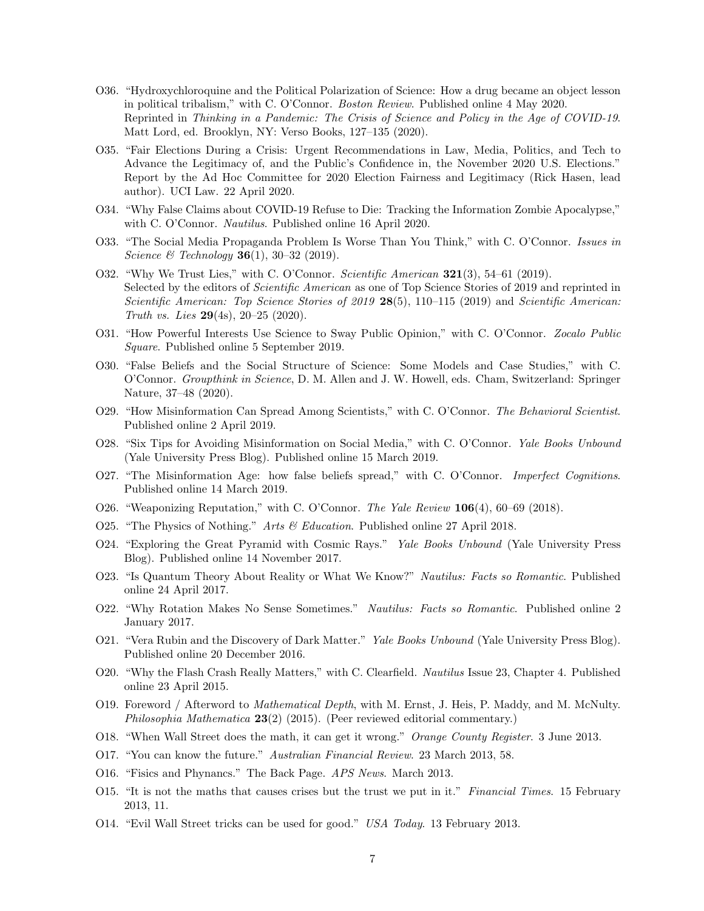- O36. "Hydroxychloroquine and the Political Polarization of Science: How a drug became an object lesson in political tribalism," with C. O'Connor. *Boston Review*. Published online 4 May 2020.
  Reprinted in *Thinking in a Pandemic: The Crisis of Science and Policy in the Age of COVID-19*. Matt Lord, ed. Brooklyn, NY: Verso Books, 127–135 (2020).
- O35. "Fair Elections During a Crisis: Urgent Recommendations in Law, Media, Politics, and Tech to Advance the Legitimacy of, and the Public's Confidence in, the November 2020 U.S. Elections." Report by the Ad Hoc Committee for 2020 Election Fairness and Legitimacy (Rick Hasen, lead author). UCI Law. 22 April 2020.
- O34. "Why False Claims about COVID-19 Refuse to Die: Tracking the Information Zombie Apocalypse," with C. O'Connor. *Nautilus*. Published online 16 April 2020.
- O33. "The Social Media Propaganda Problem Is Worse Than You Think," with C. O'Connor. *Issues in Science & Technology* **36**(1), 30–32 (2019).
- O32. "Why We Trust Lies," with C. O'Connor. *Scientific American* **321**(3), 54–61 (2019).
  Selected by the editors of *Scientific American* as one of Top Science Stories of 2019 and reprinted in *Scientific American: Top Science Stories of 2019* **28**(5), 110–115 (2019) and *Scientific American: Truth vs. Lies* **29**(4s), 20–25 (2020).
- O31. "How Powerful Interests Use Science to Sway Public Opinion," with C. O'Connor. *Zocalo Public Square*. Published online 5 September 2019.
- O30. "False Beliefs and the Social Structure of Science: Some Models and Case Studies," with C. O'Connor. *Groupthink in Science*, D. M. Allen and J. W. Howell, eds. Cham, Switzerland: Springer Nature, 37–48 (2020).
- O29. "How Misinformation Can Spread Among Scientists," with C. O'Connor. *The Behavioral Scientist*. Published online 2 April 2019.
- O28. "Six Tips for Avoiding Misinformation on Social Media," with C. O'Connor. *Yale Books Unbound* (Yale University Press Blog). Published online 15 March 2019.
- O27. "The Misinformation Age: how false beliefs spread," with C. O'Connor. *Imperfect Cognitions*. Published online 14 March 2019.
- O26. "Weaponizing Reputation," with C. O'Connor. *The Yale Review* **106**(4), 60–69 (2018).
- O25. "The Physics of Nothing." *Arts & Education*. Published online 27 April 2018.
- O24. "Exploring the Great Pyramid with Cosmic Rays." *Yale Books Unbound* (Yale University Press Blog). Published online 14 November 2017.
- O23. "Is Quantum Theory About Reality or What We Know?" *Nautilus: Facts so Romantic*. Published online 24 April 2017.
- O22. "Why Rotation Makes No Sense Sometimes." *Nautilus: Facts so Romantic*. Published online 2 January 2017.
- O21. "Vera Rubin and the Discovery of Dark Matter." *Yale Books Unbound* (Yale University Press Blog). Published online 20 December 2016.
- O20. "Why the Flash Crash Really Matters," with C. Clearfield. *Nautilus* Issue 23, Chapter 4. Published online 23 April 2015.
- O19. Foreword / Afterword to *Mathematical Depth*, with M. Ernst, J. Heis, P. Maddy, and M. McNulty. *Philosophia Mathematica* **23**(2) (2015). (Peer reviewed editorial commentary.)
- O18. "When Wall Street does the math, it can get it wrong." *Orange County Register*. 3 June 2013.
- O17. "You can know the future." *Australian Financial Review*. 23 March 2013, 58.
- O16. "Fisics and Phynancs." The Back Page. *APS News*. March 2013.
- O15. "It is not the maths that causes crises but the trust we put in it." *Financial Times*. 15 February 2013, 11.
- O14. "Evil Wall Street tricks can be used for good." *USA Today*. 13 February 2013.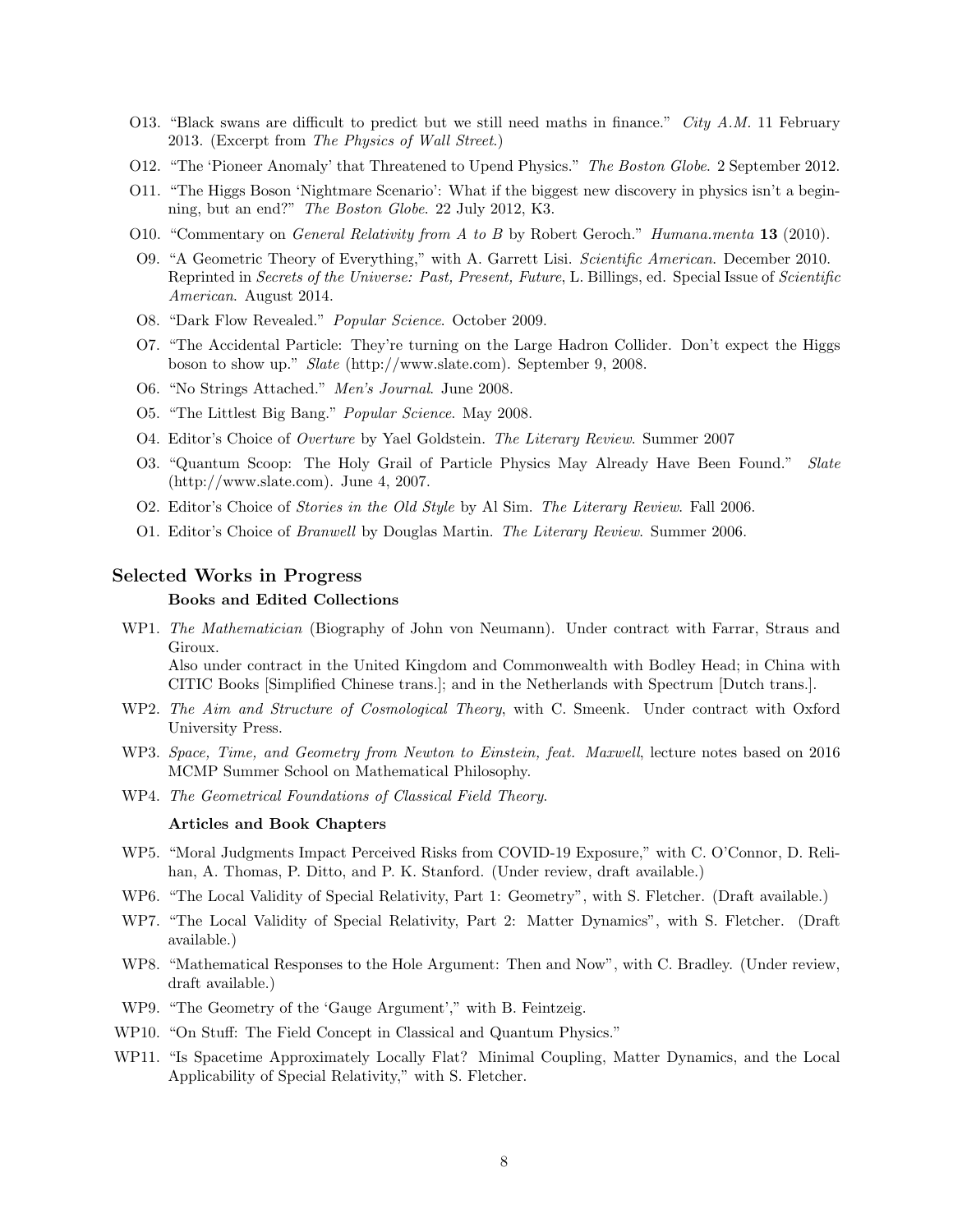O13. "Black swans are difficult to predict but we still need maths in finance." *City A.M.* 11 February 2013. (Excerpt from *The Physics of Wall Street*.)

O12. "The 'Pioneer Anomaly' that Threatened to Upend Physics." *The Boston Globe*. 2 September 2012.

O11. "The Higgs Boson 'Nightmare Scenario': What if the biggest new discovery in physics isn't a beginning, but an end?" *The Boston Globe*. 22 July 2012, K3.

O10. "Commentary on *General Relativity from A to B* by Robert Geroch." *Humana.menta* **13** (2010).

O9. "A Geometric Theory of Everything," with A. Garrett Lisi. *Scientific American*. December 2010. Reprinted in *Secrets of the Universe: Past, Present, Future*, L. Billings, ed. Special Issue of *Scientific American*. August 2014.

O8. "Dark Flow Revealed." *Popular Science*. October 2009.

O7. "The Accidental Particle: They're turning on the Large Hadron Collider. Don't expect the Higgs boson to show up." *Slate* (http://www.slate.com). September 9, 2008.

O6. "No Strings Attached." *Men's Journal*. June 2008.

O5. "The Littlest Big Bang." *Popular Science*. May 2008.

O4. Editor's Choice of *Overture* by Yael Goldstein. *The Literary Review*. Summer 2007

O3. "Quantum Scoop: The Holy Grail of Particle Physics May Already Have Been Found." *Slate* (http://www.slate.com). June 4, 2007.

O2. Editor's Choice of *Stories in the Old Style* by Al Sim. *The Literary Review*. Fall 2006.

O1. Editor's Choice of *Branwell* by Douglas Martin. *The Literary Review*. Summer 2006.

## Selected Works in Progress

### Books and Edited Collections

WP1. *The Mathematician* (Biography of John von Neumann). Under contract with Farrar, Straus and Giroux.
Also under contract in the United Kingdom and Commonwealth with Bodley Head; in China with CITIC Books [Simplified Chinese trans.]; and in the Netherlands with Spectrum [Dutch trans.].

WP2. *The Aim and Structure of Cosmological Theory*, with C. Smeenk. Under contract with Oxford University Press.

WP3. *Space, Time, and Geometry from Newton to Einstein, feat. Maxwell*, lecture notes based on 2016 MCMP Summer School on Mathematical Philosophy.

WP4. *The Geometrical Foundations of Classical Field Theory*.

### Articles and Book Chapters

WP5. "Moral Judgments Impact Perceived Risks from COVID-19 Exposure," with C. O'Connor, D. Relihan, A. Thomas, P. Ditto, and P. K. Stanford. (Under review, draft available.)

WP6. "The Local Validity of Special Relativity, Part 1: Geometry", with S. Fletcher. (Draft available.)

WP7. "The Local Validity of Special Relativity, Part 2: Matter Dynamics", with S. Fletcher. (Draft available.)

WP8. "Mathematical Responses to the Hole Argument: Then and Now", with C. Bradley. (Under review, draft available.)

WP9. "The Geometry of the 'Gauge Argument'," with B. Feintzeig.

WP10. "On Stuff: The Field Concept in Classical and Quantum Physics."

WP11. "Is Spacetime Approximately Locally Flat? Minimal Coupling, Matter Dynamics, and the Local Applicability of Special Relativity," with S. Fletcher.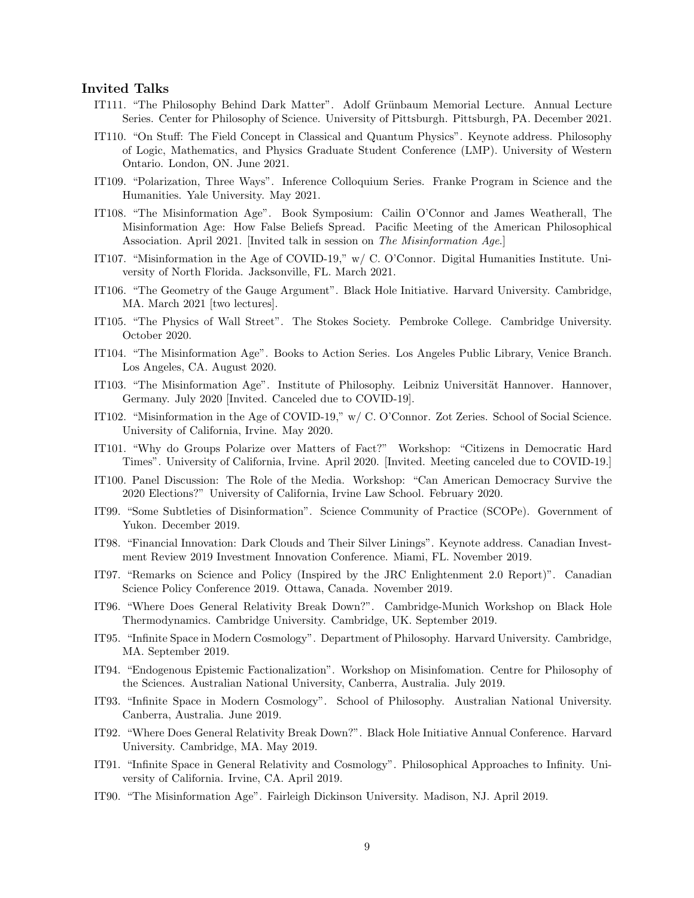### Invited Talks

- IT111. "The Philosophy Behind Dark Matter". Adolf Grünbaum Memorial Lecture. Annual Lecture Series. Center for Philosophy of Science. University of Pittsburgh. Pittsburgh, PA. December 2021.
- IT110. "On Stuff: The Field Concept in Classical and Quantum Physics". Keynote address. Philosophy of Logic, Mathematics, and Physics Graduate Student Conference (LMP). University of Western Ontario. London, ON. June 2021.
- IT109. "Polarization, Three Ways". Inference Colloquium Series. Franke Program in Science and the Humanities. Yale University. May 2021.
- IT108. "The Misinformation Age". Book Symposium: Cailin O'Connor and James Weatherall, The Misinformation Age: How False Beliefs Spread. Pacific Meeting of the American Philosophical Association. April 2021. [Invited talk in session on *The Misinformation Age*.]
- IT107. "Misinformation in the Age of COVID-19," w/ C. O'Connor. Digital Humanities Institute. University of North Florida. Jacksonville, FL. March 2021.
- IT106. "The Geometry of the Gauge Argument". Black Hole Initiative. Harvard University. Cambridge, MA. March 2021 [two lectures].
- IT105. "The Physics of Wall Street". The Stokes Society. Pembroke College. Cambridge University. October 2020.
- IT104. "The Misinformation Age". Books to Action Series. Los Angeles Public Library, Venice Branch. Los Angeles, CA. August 2020.
- IT103. "The Misinformation Age". Institute of Philosophy. Leibniz Universität Hannover. Hannover, Germany. July 2020 [Invited. Canceled due to COVID-19].
- IT102. "Misinformation in the Age of COVID-19," w/ C. O'Connor. Zot Zeries. School of Social Science. University of California, Irvine. May 2020.
- IT101. "Why do Groups Polarize over Matters of Fact?" Workshop: "Citizens in Democratic Hard Times". University of California, Irvine. April 2020. [Invited. Meeting canceled due to COVID-19.]
- IT100. Panel Discussion: The Role of the Media. Workshop: "Can American Democracy Survive the 2020 Elections?" University of California, Irvine Law School. February 2020.
- IT99. "Some Subtleties of Disinformation". Science Community of Practice (SCOPe). Government of Yukon. December 2019.
- IT98. "Financial Innovation: Dark Clouds and Their Silver Linings". Keynote address. Canadian Investment Review 2019 Investment Innovation Conference. Miami, FL. November 2019.
- IT97. "Remarks on Science and Policy (Inspired by the JRC Enlightenment 2.0 Report)". Canadian Science Policy Conference 2019. Ottawa, Canada. November 2019.
- IT96. "Where Does General Relativity Break Down?". Cambridge-Munich Workshop on Black Hole Thermodynamics. Cambridge University. Cambridge, UK. September 2019.
- IT95. "Infinite Space in Modern Cosmology". Department of Philosophy. Harvard University. Cambridge, MA. September 2019.
- IT94. "Endogenous Epistemic Factionalization". Workshop on Misinfomation. Centre for Philosophy of the Sciences. Australian National University, Canberra, Australia. July 2019.
- IT93. "Infinite Space in Modern Cosmology". School of Philosophy. Australian National University. Canberra, Australia. June 2019.
- IT92. "Where Does General Relativity Break Down?". Black Hole Initiative Annual Conference. Harvard University. Cambridge, MA. May 2019.
- IT91. "Infinite Space in General Relativity and Cosmology". Philosophical Approaches to Infinity. University of California. Irvine, CA. April 2019.
- IT90. "The Misinformation Age". Fairleigh Dickinson University. Madison, NJ. April 2019.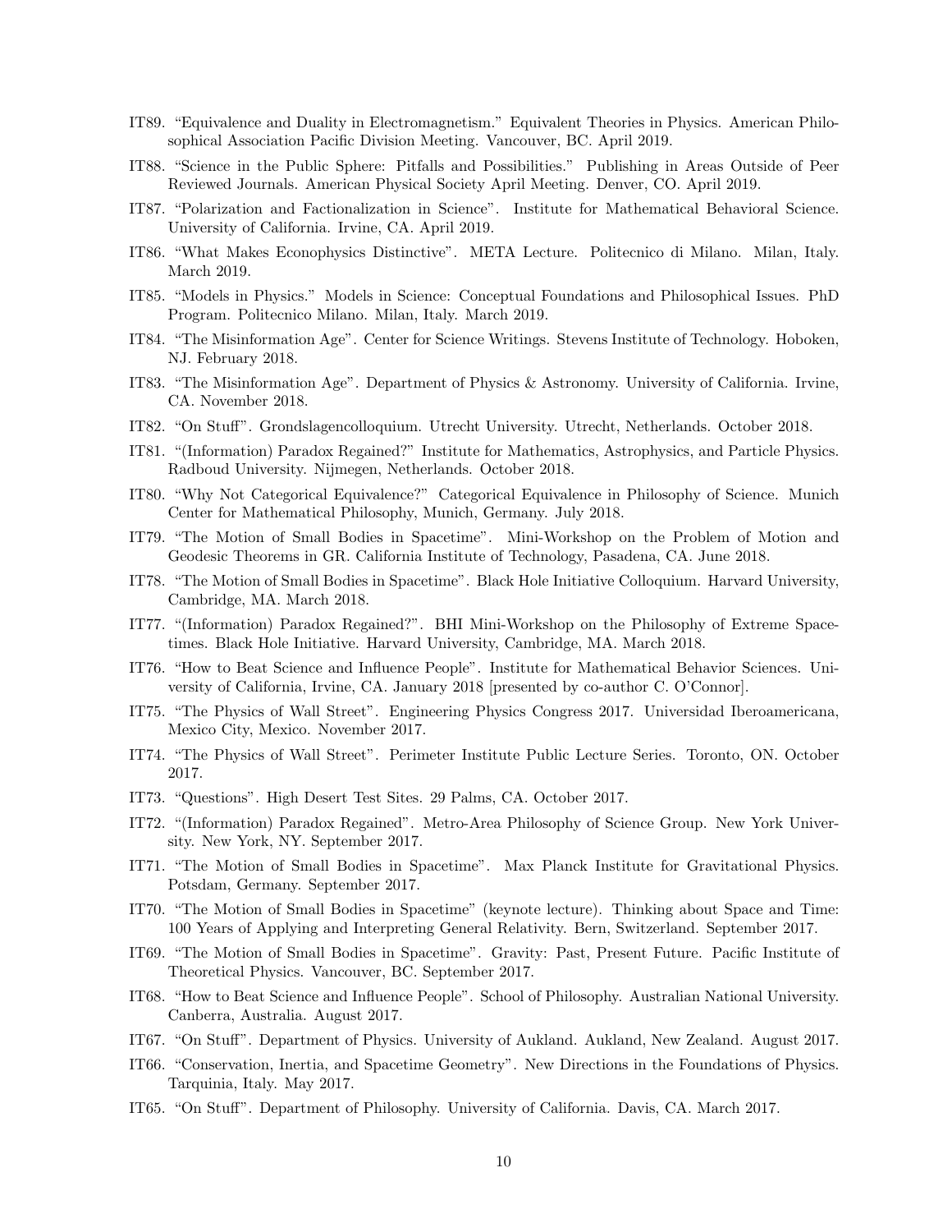- IT89. "Equivalence and Duality in Electromagnetism." Equivalent Theories in Physics. American Philosophical Association Pacific Division Meeting. Vancouver, BC. April 2019.
- IT88. "Science in the Public Sphere: Pitfalls and Possibilities." Publishing in Areas Outside of Peer Reviewed Journals. American Physical Society April Meeting. Denver, CO. April 2019.
- IT87. "Polarization and Factionalization in Science". Institute for Mathematical Behavioral Science. University of California. Irvine, CA. April 2019.
- IT86. "What Makes Econophysics Distinctive". META Lecture. Politecnico di Milano. Milan, Italy. March 2019.
- IT85. "Models in Physics." Models in Science: Conceptual Foundations and Philosophical Issues. PhD Program. Politecnico Milano. Milan, Italy. March 2019.
- IT84. "The Misinformation Age". Center for Science Writings. Stevens Institute of Technology. Hoboken, NJ. February 2018.
- IT83. "The Misinformation Age". Department of Physics & Astronomy. University of California. Irvine, CA. November 2018.
- IT82. "On Stuff". Grondslagencolloquium. Utrecht University. Utrecht, Netherlands. October 2018.
- IT81. "(Information) Paradox Regained?" Institute for Mathematics, Astrophysics, and Particle Physics. Radboud University. Nijmegen, Netherlands. October 2018.
- IT80. "Why Not Categorical Equivalence?" Categorical Equivalence in Philosophy of Science. Munich Center for Mathematical Philosophy, Munich, Germany. July 2018.
- IT79. "The Motion of Small Bodies in Spacetime". Mini-Workshop on the Problem of Motion and Geodesic Theorems in GR. California Institute of Technology, Pasadena, CA. June 2018.
- IT78. "The Motion of Small Bodies in Spacetime". Black Hole Initiative Colloquium. Harvard University, Cambridge, MA. March 2018.
- IT77. "(Information) Paradox Regained?". BHI Mini-Workshop on the Philosophy of Extreme Spacetimes. Black Hole Initiative. Harvard University, Cambridge, MA. March 2018.
- IT76. "How to Beat Science and Influence People". Institute for Mathematical Behavior Sciences. University of California, Irvine, CA. January 2018 [presented by co-author C. O'Connor].
- IT75. "The Physics of Wall Street". Engineering Physics Congress 2017. Universidad Iberoamericana, Mexico City, Mexico. November 2017.
- IT74. "The Physics of Wall Street". Perimeter Institute Public Lecture Series. Toronto, ON. October 2017.
- IT73. "Questions". High Desert Test Sites. 29 Palms, CA. October 2017.
- IT72. "(Information) Paradox Regained". Metro-Area Philosophy of Science Group. New York University. New York, NY. September 2017.
- IT71. "The Motion of Small Bodies in Spacetime". Max Planck Institute for Gravitational Physics. Potsdam, Germany. September 2017.
- IT70. "The Motion of Small Bodies in Spacetime" (keynote lecture). Thinking about Space and Time: 100 Years of Applying and Interpreting General Relativity. Bern, Switzerland. September 2017.
- IT69. "The Motion of Small Bodies in Spacetime". Gravity: Past, Present Future. Pacific Institute of Theoretical Physics. Vancouver, BC. September 2017.
- IT68. "How to Beat Science and Influence People". School of Philosophy. Australian National University. Canberra, Australia. August 2017.
- IT67. "On Stuff". Department of Physics. University of Aukland. Aukland, New Zealand. August 2017.
- IT66. "Conservation, Inertia, and Spacetime Geometry". New Directions in the Foundations of Physics. Tarquinia, Italy. May 2017.
- IT65. "On Stuff". Department of Philosophy. University of California. Davis, CA. March 2017.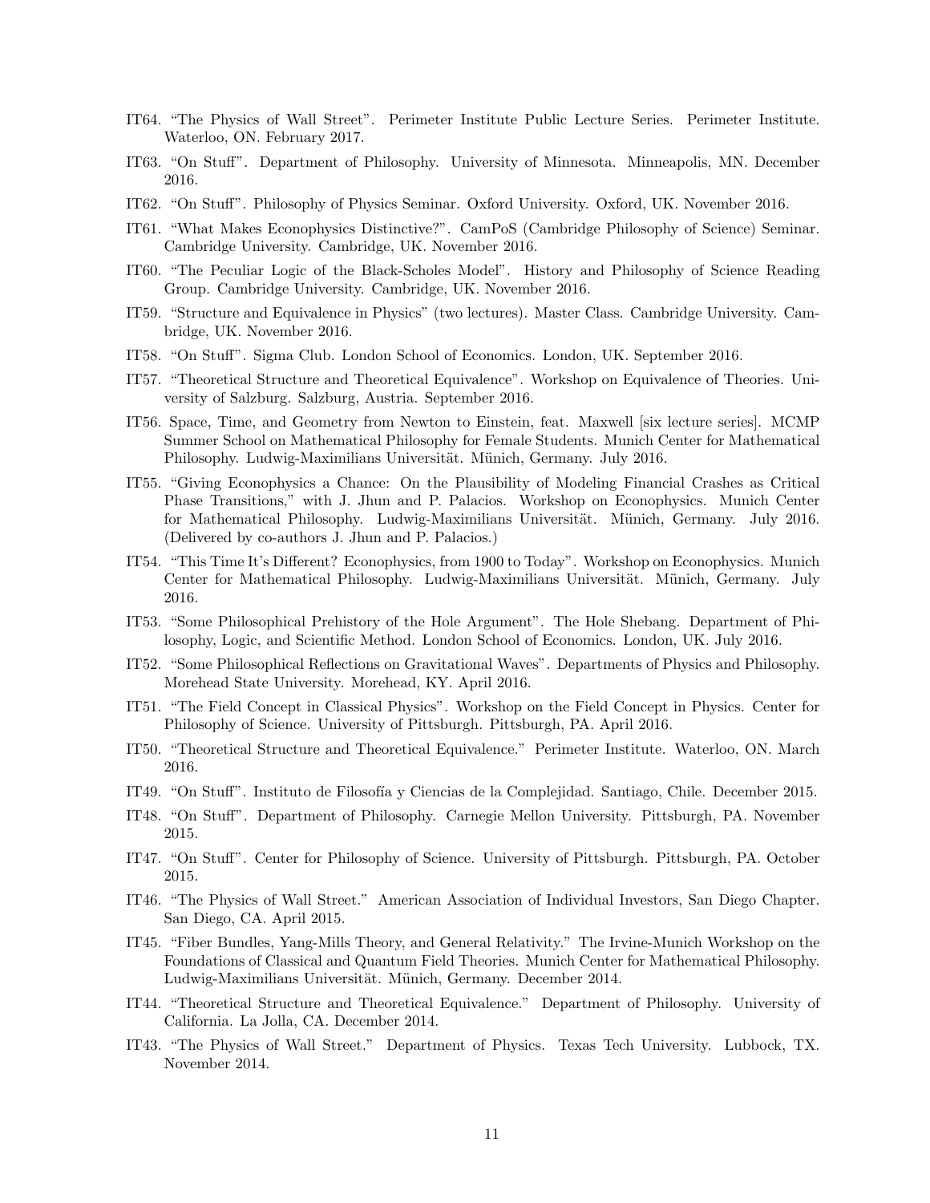IT64. "The Physics of Wall Street". Perimeter Institute Public Lecture Series. Perimeter Institute. Waterloo, ON. February 2017.

IT63. "On Stuff". Department of Philosophy. University of Minnesota. Minneapolis, MN. December 2016.

IT62. "On Stuff". Philosophy of Physics Seminar. Oxford University. Oxford, UK. November 2016.

IT61. "What Makes Econophysics Distinctive?". CamPoS (Cambridge Philosophy of Science) Seminar. Cambridge University. Cambridge, UK. November 2016.

IT60. "The Peculiar Logic of the Black-Scholes Model". History and Philosophy of Science Reading Group. Cambridge University. Cambridge, UK. November 2016.

IT59. "Structure and Equivalence in Physics" (two lectures). Master Class. Cambridge University. Cambridge, UK. November 2016.

IT58. "On Stuff". Sigma Club. London School of Economics. London, UK. September 2016.

IT57. "Theoretical Structure and Theoretical Equivalence". Workshop on Equivalence of Theories. University of Salzburg. Salzburg, Austria. September 2016.

IT56. Space, Time, and Geometry from Newton to Einstein, feat. Maxwell [six lecture series]. MCMP Summer School on Mathematical Philosophy for Female Students. Munich Center for Mathematical Philosophy. Ludwig-Maximilians Universität. Münich, Germany. July 2016.

IT55. "Giving Econophysics a Chance: On the Plausibility of Modeling Financial Crashes as Critical Phase Transitions," with J. Jhun and P. Palacios. Workshop on Econophysics. Munich Center for Mathematical Philosophy. Ludwig-Maximilians Universität. Münich, Germany. July 2016. (Delivered by co-authors J. Jhun and P. Palacios.)

IT54. "This Time It's Different? Econophysics, from 1900 to Today". Workshop on Econophysics. Munich Center for Mathematical Philosophy. Ludwig-Maximilians Universität. Münich, Germany. July 2016.

IT53. "Some Philosophical Prehistory of the Hole Argument". The Hole Shebang. Department of Philosophy, Logic, and Scientific Method. London School of Economics. London, UK. July 2016.

IT52. "Some Philosophical Reflections on Gravitational Waves". Departments of Physics and Philosophy. Morehead State University. Morehead, KY. April 2016.

IT51. "The Field Concept in Classical Physics". Workshop on the Field Concept in Physics. Center for Philosophy of Science. University of Pittsburgh. Pittsburgh, PA. April 2016.

IT50. "Theoretical Structure and Theoretical Equivalence." Perimeter Institute. Waterloo, ON. March 2016.

IT49. "On Stuff". Instituto de Filosofía y Ciencias de la Complejidad. Santiago, Chile. December 2015.

IT48. "On Stuff". Department of Philosophy. Carnegie Mellon University. Pittsburgh, PA. November 2015.

IT47. "On Stuff". Center for Philosophy of Science. University of Pittsburgh. Pittsburgh, PA. October 2015.

IT46. "The Physics of Wall Street." American Association of Individual Investors, San Diego Chapter. San Diego, CA. April 2015.

IT45. "Fiber Bundles, Yang-Mills Theory, and General Relativity." The Irvine-Munich Workshop on the Foundations of Classical and Quantum Field Theories. Munich Center for Mathematical Philosophy. Ludwig-Maximilians Universität. Münich, Germany. December 2014.

IT44. "Theoretical Structure and Theoretical Equivalence." Department of Philosophy. University of California. La Jolla, CA. December 2014.

IT43. "The Physics of Wall Street." Department of Physics. Texas Tech University. Lubbock, TX. November 2014.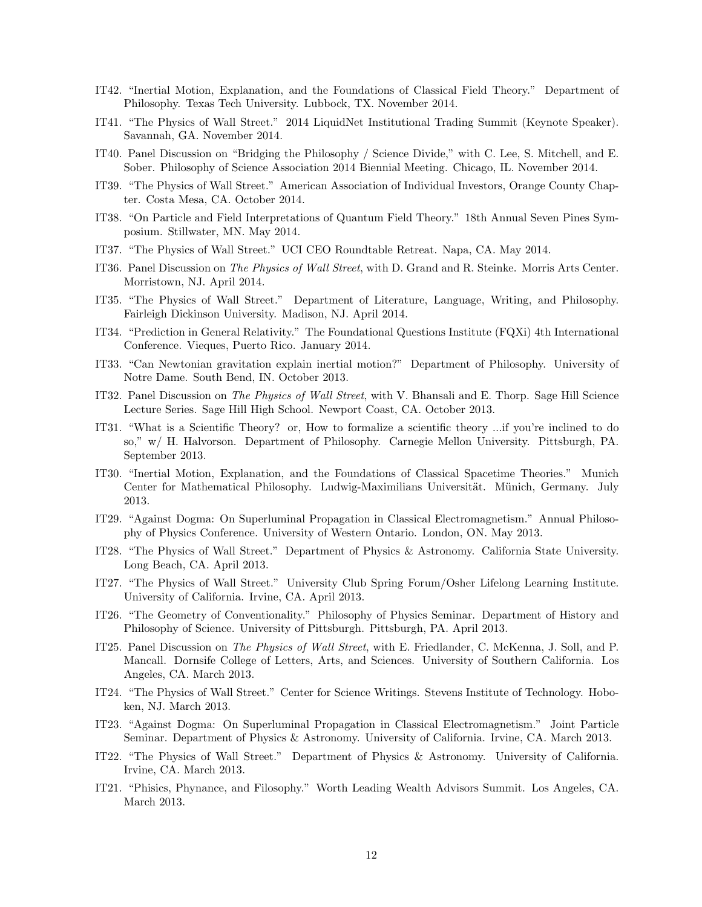IT42. "Inertial Motion, Explanation, and the Foundations of Classical Field Theory." Department of Philosophy. Texas Tech University. Lubbock, TX. November 2014.

IT41. "The Physics of Wall Street." 2014 LiquidNet Institutional Trading Summit (Keynote Speaker). Savannah, GA. November 2014.

IT40. Panel Discussion on "Bridging the Philosophy / Science Divide," with C. Lee, S. Mitchell, and E. Sober. Philosophy of Science Association 2014 Biennial Meeting. Chicago, IL. November 2014.

IT39. "The Physics of Wall Street." American Association of Individual Investors, Orange County Chapter. Costa Mesa, CA. October 2014.

IT38. "On Particle and Field Interpretations of Quantum Field Theory." 18th Annual Seven Pines Symposium. Stillwater, MN. May 2014.

IT37. "The Physics of Wall Street." UCI CEO Roundtable Retreat. Napa, CA. May 2014.

IT36. Panel Discussion on *The Physics of Wall Street*, with D. Grand and R. Steinke. Morris Arts Center. Morristown, NJ. April 2014.

IT35. "The Physics of Wall Street." Department of Literature, Language, Writing, and Philosophy. Fairleigh Dickinson University. Madison, NJ. April 2014.

IT34. "Prediction in General Relativity." The Foundational Questions Institute (FQXi) 4th International Conference. Vieques, Puerto Rico. January 2014.

IT33. "Can Newtonian gravitation explain inertial motion?" Department of Philosophy. University of Notre Dame. South Bend, IN. October 2013.

IT32. Panel Discussion on *The Physics of Wall Street*, with V. Bhansali and E. Thorp. Sage Hill Science Lecture Series. Sage Hill High School. Newport Coast, CA. October 2013.

IT31. "What is a Scientific Theory? or, How to formalize a scientific theory ...if you're inclined to do so," w/ H. Halvorson. Department of Philosophy. Carnegie Mellon University. Pittsburgh, PA. September 2013.

IT30. "Inertial Motion, Explanation, and the Foundations of Classical Spacetime Theories." Munich Center for Mathematical Philosophy. Ludwig-Maximilians Universität. Münich, Germany. July 2013.

IT29. "Against Dogma: On Superluminal Propagation in Classical Electromagnetism." Annual Philosophy of Physics Conference. University of Western Ontario. London, ON. May 2013.

IT28. "The Physics of Wall Street." Department of Physics & Astronomy. California State University. Long Beach, CA. April 2013.

IT27. "The Physics of Wall Street." University Club Spring Forum/Osher Lifelong Learning Institute. University of California. Irvine, CA. April 2013.

IT26. "The Geometry of Conventionality." Philosophy of Physics Seminar. Department of History and Philosophy of Science. University of Pittsburgh. Pittsburgh, PA. April 2013.

IT25. Panel Discussion on *The Physics of Wall Street*, with E. Friedlander, C. McKenna, J. Soll, and P. Mancall. Dornsife College of Letters, Arts, and Sciences. University of Southern California. Los Angeles, CA. March 2013.

IT24. "The Physics of Wall Street." Center for Science Writings. Stevens Institute of Technology. Hoboken, NJ. March 2013.

IT23. "Against Dogma: On Superluminal Propagation in Classical Electromagnetism." Joint Particle Seminar. Department of Physics & Astronomy. University of California. Irvine, CA. March 2013.

IT22. "The Physics of Wall Street." Department of Physics & Astronomy. University of California. Irvine, CA. March 2013.

IT21. "Phisics, Phynance, and Filosophy." Worth Leading Wealth Advisors Summit. Los Angeles, CA. March 2013.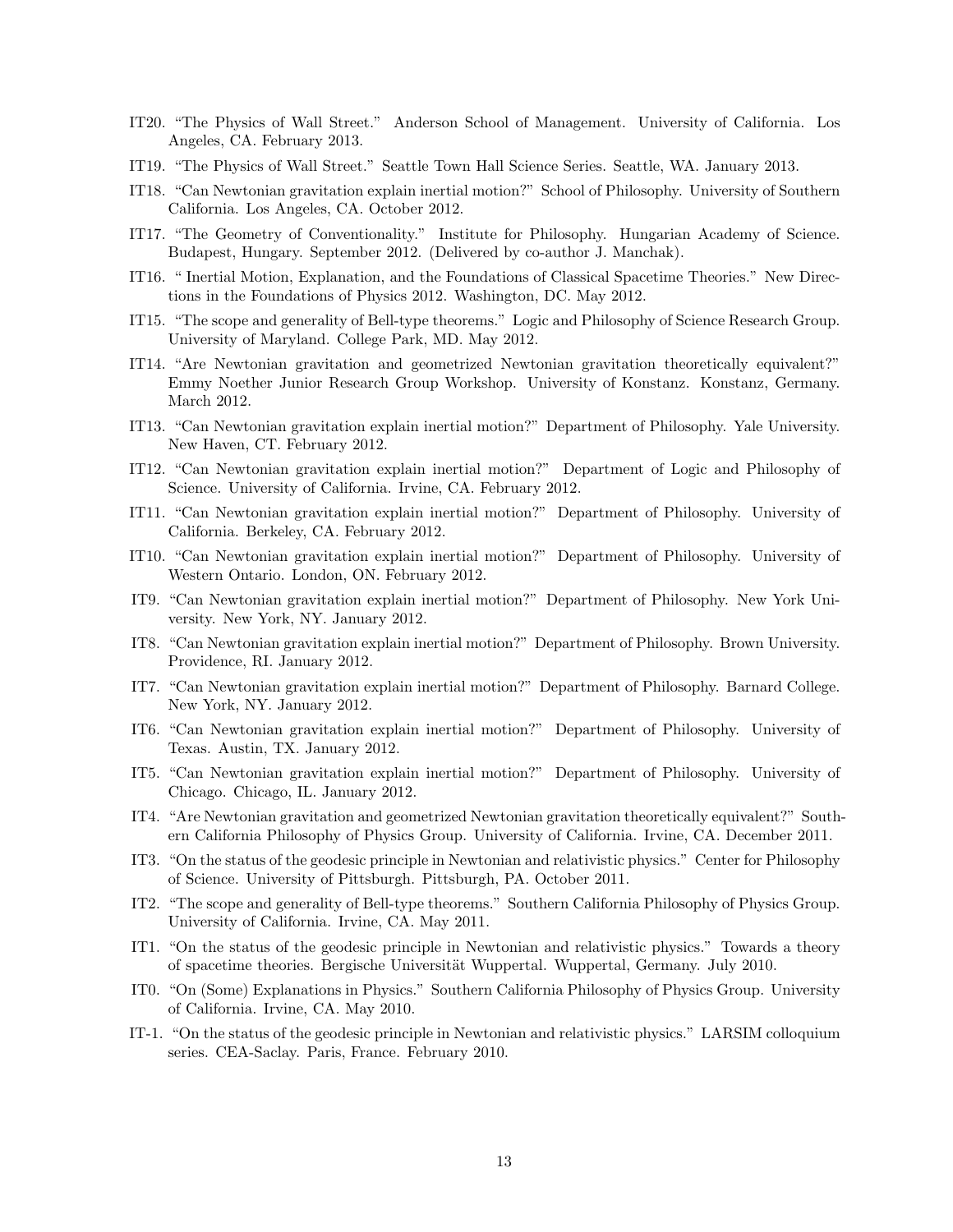IT20. "The Physics of Wall Street." Anderson School of Management. University of California. Los Angeles, CA. February 2013.

IT19. "The Physics of Wall Street." Seattle Town Hall Science Series. Seattle, WA. January 2013.

IT18. "Can Newtonian gravitation explain inertial motion?" School of Philosophy. University of Southern California. Los Angeles, CA. October 2012.

IT17. "The Geometry of Conventionality." Institute for Philosophy. Hungarian Academy of Science. Budapest, Hungary. September 2012. (Delivered by co-author J. Manchak).

IT16. " Inertial Motion, Explanation, and the Foundations of Classical Spacetime Theories." New Directions in the Foundations of Physics 2012. Washington, DC. May 2012.

IT15. "The scope and generality of Bell-type theorems." Logic and Philosophy of Science Research Group. University of Maryland. College Park, MD. May 2012.

IT14. "Are Newtonian gravitation and geometrized Newtonian gravitation theoretically equivalent?" Emmy Noether Junior Research Group Workshop. University of Konstanz. Konstanz, Germany. March 2012.

IT13. "Can Newtonian gravitation explain inertial motion?" Department of Philosophy. Yale University. New Haven, CT. February 2012.

IT12. "Can Newtonian gravitation explain inertial motion?" Department of Logic and Philosophy of Science. University of California. Irvine, CA. February 2012.

IT11. "Can Newtonian gravitation explain inertial motion?" Department of Philosophy. University of California. Berkeley, CA. February 2012.

IT10. "Can Newtonian gravitation explain inertial motion?" Department of Philosophy. University of Western Ontario. London, ON. February 2012.

IT9. "Can Newtonian gravitation explain inertial motion?" Department of Philosophy. New York University. New York, NY. January 2012.

IT8. "Can Newtonian gravitation explain inertial motion?" Department of Philosophy. Brown University. Providence, RI. January 2012.

IT7. "Can Newtonian gravitation explain inertial motion?" Department of Philosophy. Barnard College. New York, NY. January 2012.

IT6. "Can Newtonian gravitation explain inertial motion?" Department of Philosophy. University of Texas. Austin, TX. January 2012.

IT5. "Can Newtonian gravitation explain inertial motion?" Department of Philosophy. University of Chicago. Chicago, IL. January 2012.

IT4. "Are Newtonian gravitation and geometrized Newtonian gravitation theoretically equivalent?" Southern California Philosophy of Physics Group. University of California. Irvine, CA. December 2011.

IT3. "On the status of the geodesic principle in Newtonian and relativistic physics." Center for Philosophy of Science. University of Pittsburgh. Pittsburgh, PA. October 2011.

IT2. "The scope and generality of Bell-type theorems." Southern California Philosophy of Physics Group. University of California. Irvine, CA. May 2011.

IT1. "On the status of the geodesic principle in Newtonian and relativistic physics." Towards a theory of spacetime theories. Bergische Universität Wuppertal. Wuppertal, Germany. July 2010.

IT0. "On (Some) Explanations in Physics." Southern California Philosophy of Physics Group. University of California. Irvine, CA. May 2010.

IT-1. "On the status of the geodesic principle in Newtonian and relativistic physics." LARSIM colloquium series. CEA-Saclay. Paris, France. February 2010.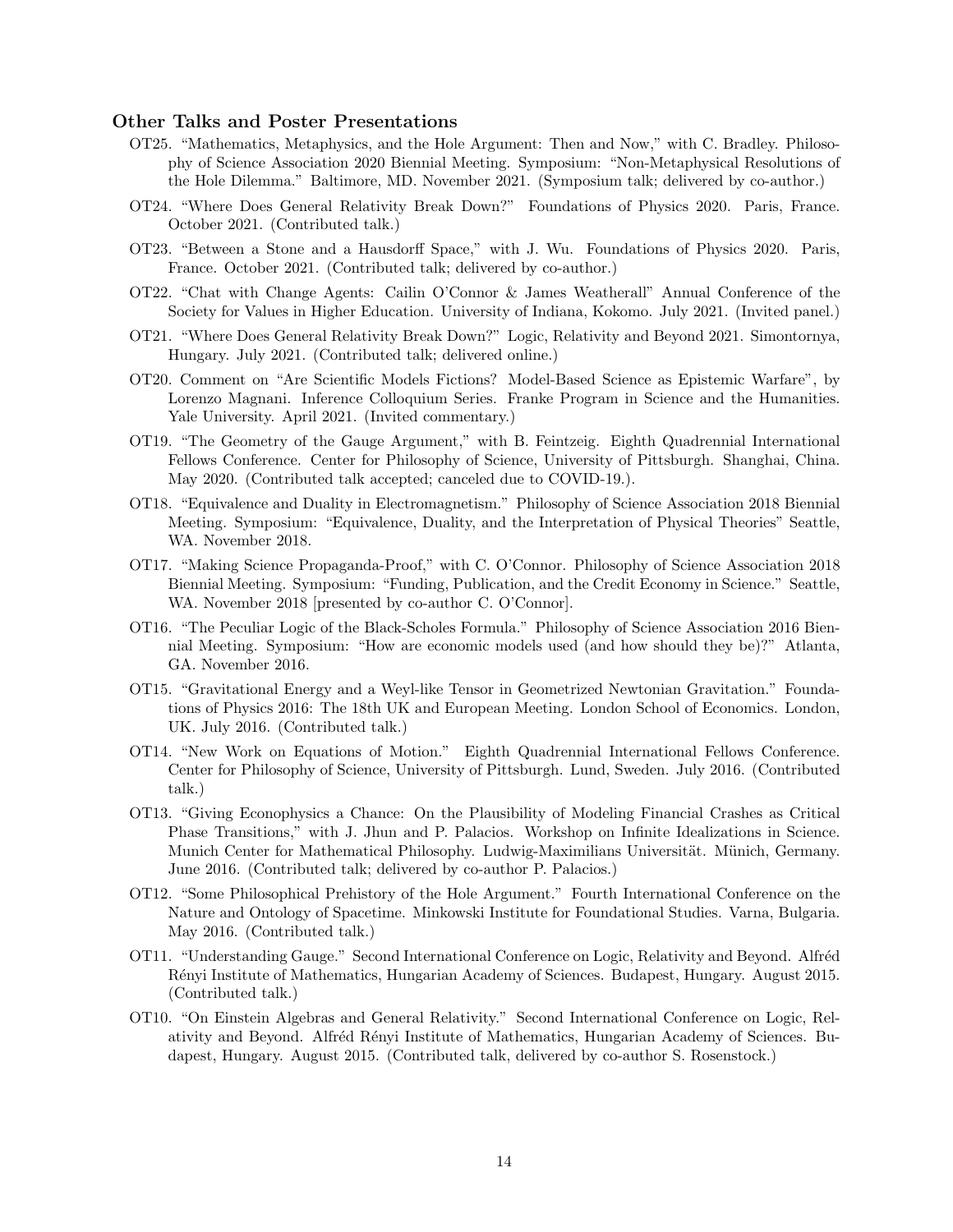### Other Talks and Poster Presentations

- OT25. "Mathematics, Metaphysics, and the Hole Argument: Then and Now," with C. Bradley. Philosophy of Science Association 2020 Biennial Meeting. Symposium: "Non-Metaphysical Resolutions of the Hole Dilemma." Baltimore, MD. November 2021. (Symposium talk; delivered by co-author.)
- OT24. "Where Does General Relativity Break Down?" Foundations of Physics 2020. Paris, France. October 2021. (Contributed talk.)
- OT23. "Between a Stone and a Hausdorff Space," with J. Wu. Foundations of Physics 2020. Paris, France. October 2021. (Contributed talk; delivered by co-author.)
- OT22. "Chat with Change Agents: Cailin O'Connor & James Weatherall" Annual Conference of the Society for Values in Higher Education. University of Indiana, Kokomo. July 2021. (Invited panel.)
- OT21. "Where Does General Relativity Break Down?" Logic, Relativity and Beyond 2021. Simontornya, Hungary. July 2021. (Contributed talk; delivered online.)
- OT20. Comment on "Are Scientific Models Fictions? Model-Based Science as Epistemic Warfare", by Lorenzo Magnani. Inference Colloquium Series. Franke Program in Science and the Humanities. Yale University. April 2021. (Invited commentary.)
- OT19. "The Geometry of the Gauge Argument," with B. Feintzeig. Eighth Quadrennial International Fellows Conference. Center for Philosophy of Science, University of Pittsburgh. Shanghai, China. May 2020. (Contributed talk accepted; canceled due to COVID-19.).
- OT18. "Equivalence and Duality in Electromagnetism." Philosophy of Science Association 2018 Biennial Meeting. Symposium: "Equivalence, Duality, and the Interpretation of Physical Theories" Seattle, WA. November 2018.
- OT17. "Making Science Propaganda-Proof," with C. O'Connor. Philosophy of Science Association 2018 Biennial Meeting. Symposium: "Funding, Publication, and the Credit Economy in Science." Seattle, WA. November 2018 [presented by co-author C. O'Connor].
- OT16. "The Peculiar Logic of the Black-Scholes Formula." Philosophy of Science Association 2016 Biennial Meeting. Symposium: "How are economic models used (and how should they be)?" Atlanta, GA. November 2016.
- OT15. "Gravitational Energy and a Weyl-like Tensor in Geometrized Newtonian Gravitation." Foundations of Physics 2016: The 18th UK and European Meeting. London School of Economics. London, UK. July 2016. (Contributed talk.)
- OT14. "New Work on Equations of Motion." Eighth Quadrennial International Fellows Conference. Center for Philosophy of Science, University of Pittsburgh. Lund, Sweden. July 2016. (Contributed talk.)
- OT13. "Giving Econophysics a Chance: On the Plausibility of Modeling Financial Crashes as Critical Phase Transitions," with J. Jhun and P. Palacios. Workshop on Infinite Idealizations in Science. Munich Center for Mathematical Philosophy. Ludwig-Maximilians Universität. Münich, Germany. June 2016. (Contributed talk; delivered by co-author P. Palacios.)
- OT12. "Some Philosophical Prehistory of the Hole Argument." Fourth International Conference on the Nature and Ontology of Spacetime. Minkowski Institute for Foundational Studies. Varna, Bulgaria. May 2016. (Contributed talk.)
- OT11. "Understanding Gauge." Second International Conference on Logic, Relativity and Beyond. Alfréd Rényi Institute of Mathematics, Hungarian Academy of Sciences. Budapest, Hungary. August 2015. (Contributed talk.)
- OT10. "On Einstein Algebras and General Relativity." Second International Conference on Logic, Relativity and Beyond. Alfréd Rényi Institute of Mathematics, Hungarian Academy of Sciences. Budapest, Hungary. August 2015. (Contributed talk, delivered by co-author S. Rosenstock.)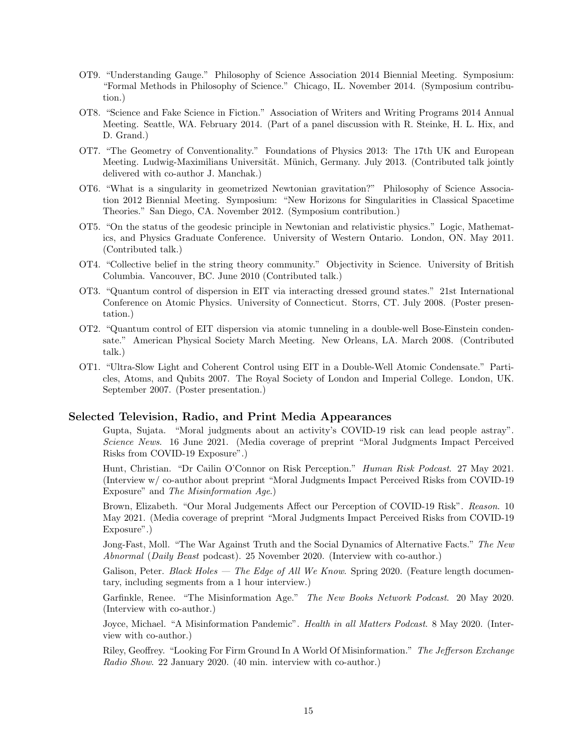- OT9. "Understanding Gauge." Philosophy of Science Association 2014 Biennial Meeting. Symposium: "Formal Methods in Philosophy of Science." Chicago, IL. November 2014. (Symposium contribution.)
- OT8. "Science and Fake Science in Fiction." Association of Writers and Writing Programs 2014 Annual Meeting. Seattle, WA. February 2014. (Part of a panel discussion with R. Steinke, H. L. Hix, and D. Grand.)
- OT7. "The Geometry of Conventionality." Foundations of Physics 2013: The 17th UK and European Meeting. Ludwig-Maximilians Universität. Münich, Germany. July 2013. (Contributed talk jointly delivered with co-author J. Manchak.)
- OT6. "What is a singularity in geometrized Newtonian gravitation?" Philosophy of Science Association 2012 Biennial Meeting. Symposium: "New Horizons for Singularities in Classical Spacetime Theories." San Diego, CA. November 2012. (Symposium contribution.)
- OT5. "On the status of the geodesic principle in Newtonian and relativistic physics." Logic, Mathematics, and Physics Graduate Conference. University of Western Ontario. London, ON. May 2011. (Contributed talk.)
- OT4. "Collective belief in the string theory community." Objectivity in Science. University of British Columbia. Vancouver, BC. June 2010 (Contributed talk.)
- OT3. "Quantum control of dispersion in EIT via interacting dressed ground states." 21st International Conference on Atomic Physics. University of Connecticut. Storrs, CT. July 2008. (Poster presentation.)
- OT2. "Quantum control of EIT dispersion via atomic tunneling in a double-well Bose-Einstein condensate." American Physical Society March Meeting. New Orleans, LA. March 2008. (Contributed talk.)
- OT1. "Ultra-Slow Light and Coherent Control using EIT in a Double-Well Atomic Condensate." Particles, Atoms, and Qubits 2007. The Royal Society of London and Imperial College. London, UK. September 2007. (Poster presentation.)

## Selected Television, Radio, and Print Media Appearances

Gupta, Sujata. "Moral judgments about an activity's COVID-19 risk can lead people astray". *Science News*. 16 June 2021. (Media coverage of preprint "Moral Judgments Impact Perceived Risks from COVID-19 Exposure".)

Hunt, Christian. "Dr Cailin O'Connor on Risk Perception." *Human Risk Podcast*. 27 May 2021. (Interview w/ co-author about preprint "Moral Judgments Impact Perceived Risks from COVID-19 Exposure" and *The Misinformation Age*.)

Brown, Elizabeth. "Our Moral Judgements Affect our Perception of COVID-19 Risk". *Reason*. 10 May 2021. (Media coverage of preprint "Moral Judgments Impact Perceived Risks from COVID-19 Exposure".)

Jong-Fast, Moll. "The War Against Truth and the Social Dynamics of Alternative Facts." *The New Abnormal* (*Daily Beast* podcast). 25 November 2020. (Interview with co-author.)

Galison, Peter. *Black Holes — The Edge of All We Know*. Spring 2020. (Feature length documentary, including segments from a 1 hour interview.)

Garfinkle, Renee. "The Misinformation Age." *The New Books Network Podcast*. 20 May 2020. (Interview with co-author.)

Joyce, Michael. "A Misinformation Pandemic". *Health in all Matters Podcast*. 8 May 2020. (Interview with co-author.)

Riley, Geoffrey. "Looking For Firm Ground In A World Of Misinformation." *The Jefferson Exchange Radio Show*. 22 January 2020. (40 min. interview with co-author.)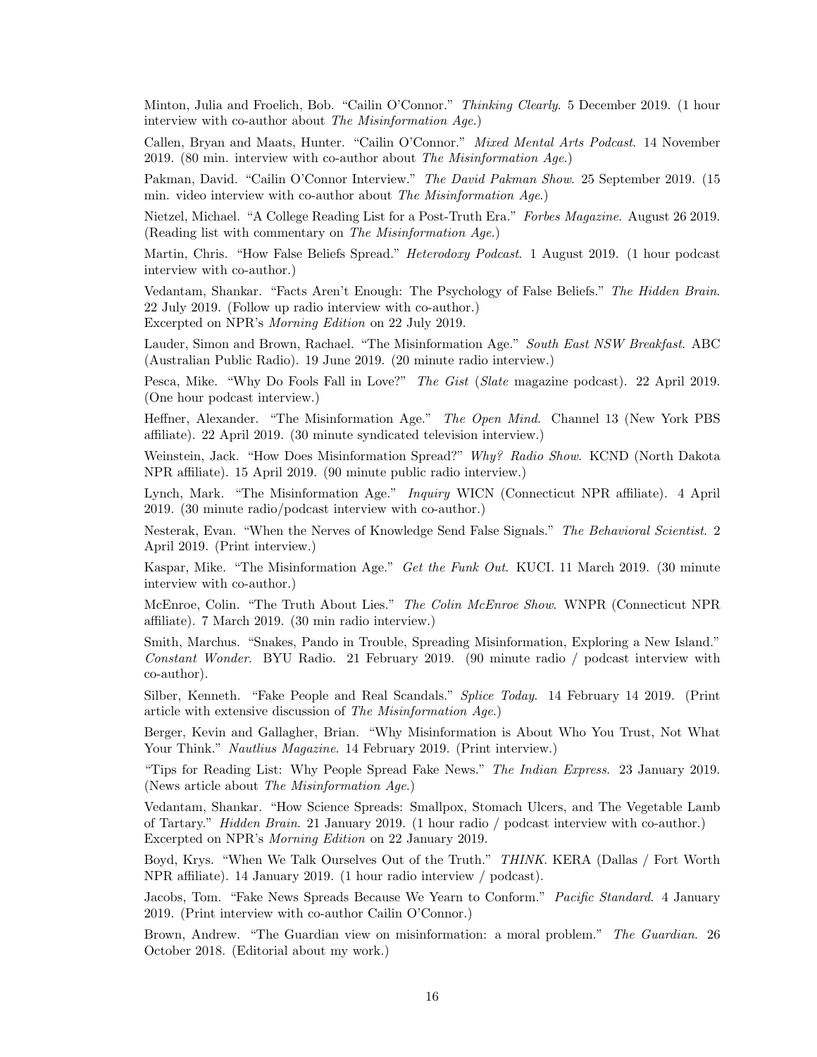Minton, Julia and Froelich, Bob. “Cailin O’Connor.” *Thinking Clearly*. 5 December 2019. (1 hour interview with co-author about *The Misinformation Age*.)

Callen, Bryan and Maats, Hunter. “Cailin O’Connor.” *Mixed Mental Arts Podcast*. 14 November 2019. (80 min. interview with co-author about *The Misinformation Age*.)

Pakman, David. “Cailin O’Connor Interview.” *The David Pakman Show*. 25 September 2019. (15 min. video interview with co-author about *The Misinformation Age*.)

Nietzel, Michael. “A College Reading List for a Post-Truth Era.” *Forbes Magazine*. August 26 2019. (Reading list with commentary on *The Misinformation Age*.)

Martin, Chris. “How False Beliefs Spread.” *Heterodoxy Podcast*. 1 August 2019. (1 hour podcast interview with co-author.)

Vedantam, Shankar. “Facts Aren’t Enough: The Psychology of False Beliefs.” *The Hidden Brain*. 22 July 2019. (Follow up radio interview with co-author.)
Excerpted on NPR’s *Morning Edition* on 22 July 2019.

Lauder, Simon and Brown, Rachael. “The Misinformation Age.” *South East NSW Breakfast*. ABC (Australian Public Radio). 19 June 2019. (20 minute radio interview.)

Pesca, Mike. “Why Do Fools Fall in Love?” *The Gist* (*Slate* magazine podcast). 22 April 2019. (One hour podcast interview.)

Heffner, Alexander. “The Misinformation Age.” *The Open Mind*. Channel 13 (New York PBS affiliate). 22 April 2019. (30 minute syndicated television interview.)

Weinstein, Jack. “How Does Misinformation Spread?” *Why? Radio Show*. KCND (North Dakota NPR affiliate). 15 April 2019. (90 minute public radio interview.)

Lynch, Mark. “The Misinformation Age.” *Inquiry* WICN (Connecticut NPR affiliate). 4 April 2019. (30 minute radio/podcast interview with co-author.)

Nesterak, Evan. “When the Nerves of Knowledge Send False Signals.” *The Behavioral Scientist*. 2 April 2019. (Print interview.)

Kaspar, Mike. “The Misinformation Age.” *Get the Funk Out*. KUCI. 11 March 2019. (30 minute interview with co-author.)

McEnroe, Colin. “The Truth About Lies.” *The Colin McEnroe Show*. WNPR (Connecticut NPR affiliate). 7 March 2019. (30 min radio interview.)

Smith, Marchus. “Snakes, Pando in Trouble, Spreading Misinformation, Exploring a New Island.” *Constant Wonder*. BYU Radio. 21 February 2019. (90 minute radio / podcast interview with co-author).

Silber, Kenneth. “Fake People and Real Scandals.” *Splice Today*. 14 February 14 2019. (Print article with extensive discussion of *The Misinformation Age*.)

Berger, Kevin and Gallagher, Brian. “Why Misinformation is About Who You Trust, Not What Your Think.” *Nautlius Magazine*. 14 February 2019. (Print interview.)

“Tips for Reading List: Why People Spread Fake News.” *The Indian Express*. 23 January 2019. (News article about *The Misinformation Age*.)

Vedantam, Shankar. “How Science Spreads: Smallpox, Stomach Ulcers, and The Vegetable Lamb of Tartary.” *Hidden Brain*. 21 January 2019. (1 hour radio / podcast interview with co-author.)
Excerpted on NPR’s *Morning Edition* on 22 January 2019.

Boyd, Krys. “When We Talk Ourselves Out of the Truth.” *THINK*. KERA (Dallas / Fort Worth NPR affiliate). 14 January 2019. (1 hour radio interview / podcast).

Jacobs, Tom. “Fake News Spreads Because We Yearn to Conform.” *Pacific Standard*. 4 January 2019. (Print interview with co-author Cailin O’Connor.)

Brown, Andrew. “The Guardian view on misinformation: a moral problem.” *The Guardian*. 26 October 2018. (Editorial about my work.)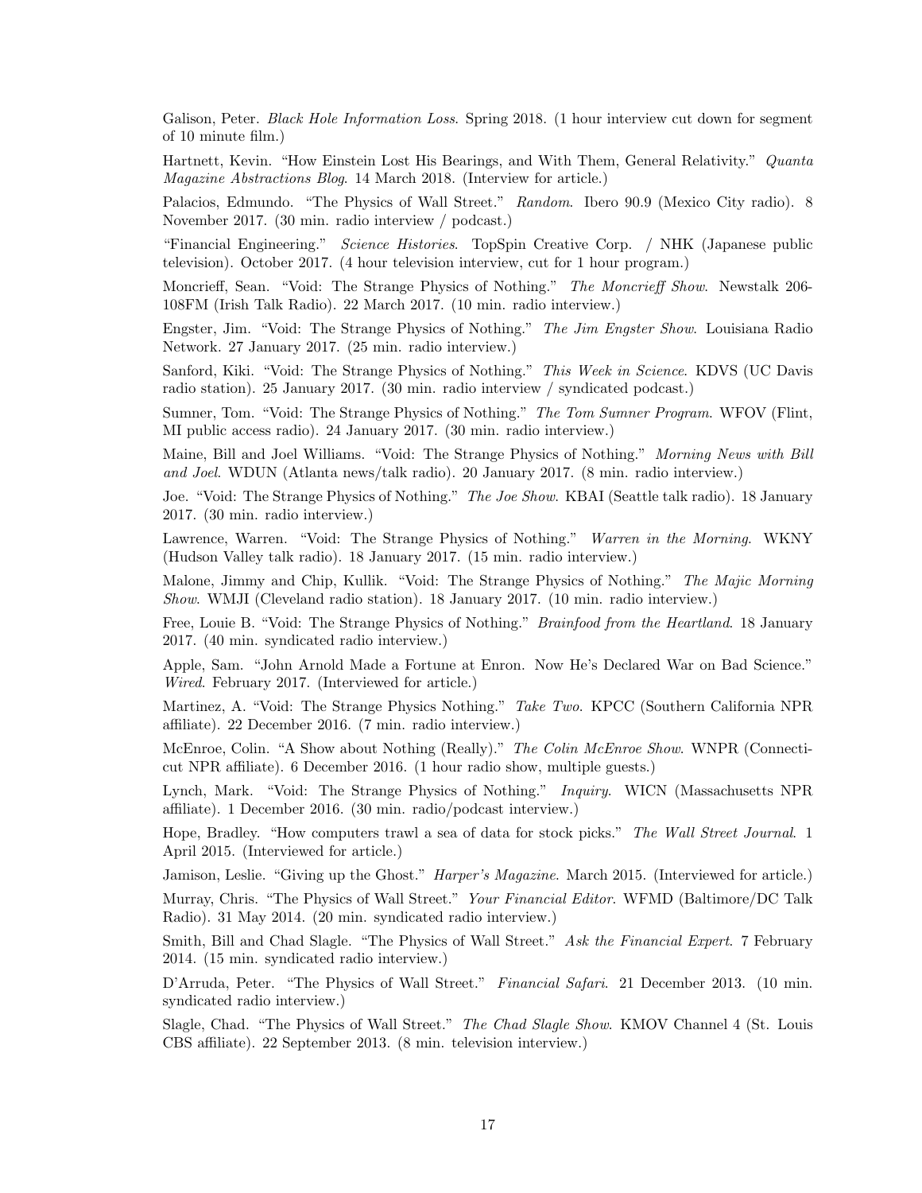Galison, Peter. *Black Hole Information Loss*. Spring 2018. (1 hour interview cut down for segment of 10 minute film.)

Hartnett, Kevin. "How Einstein Lost His Bearings, and With Them, General Relativity." *Quanta Magazine Abstractions Blog*. 14 March 2018. (Interview for article.)

Palacios, Edmundo. "The Physics of Wall Street." *Random*. Ibero 90.9 (Mexico City radio). 8 November 2017. (30 min. radio interview / podcast.)

"Financial Engineering." *Science Histories*. TopSpin Creative Corp. / NHK (Japanese public television). October 2017. (4 hour television interview, cut for 1 hour program.)

Moncrieff, Sean. "Void: The Strange Physics of Nothing." *The Moncrieff Show*. Newstalk 206-108FM (Irish Talk Radio). 22 March 2017. (10 min. radio interview.)

Engster, Jim. "Void: The Strange Physics of Nothing." *The Jim Engster Show*. Louisiana Radio Network. 27 January 2017. (25 min. radio interview.)

Sanford, Kiki. "Void: The Strange Physics of Nothing." *This Week in Science*. KDVS (UC Davis radio station). 25 January 2017. (30 min. radio interview / syndicated podcast.)

Sumner, Tom. "Void: The Strange Physics of Nothing." *The Tom Sumner Program*. WFOV (Flint, MI public access radio). 24 January 2017. (30 min. radio interview.)

Maine, Bill and Joel Williams. "Void: The Strange Physics of Nothing." *Morning News with Bill and Joel*. WDUN (Atlanta news/talk radio). 20 January 2017. (8 min. radio interview.)

Joe. "Void: The Strange Physics of Nothing." *The Joe Show*. KBAI (Seattle talk radio). 18 January 2017. (30 min. radio interview.)

Lawrence, Warren. "Void: The Strange Physics of Nothing." *Warren in the Morning*. WKNY (Hudson Valley talk radio). 18 January 2017. (15 min. radio interview.)

Malone, Jimmy and Chip, Kullik. "Void: The Strange Physics of Nothing." *The Majic Morning Show*. WMJI (Cleveland radio station). 18 January 2017. (10 min. radio interview.)

Free, Louie B. "Void: The Strange Physics of Nothing." *Brainfood from the Heartland*. 18 January 2017. (40 min. syndicated radio interview.)

Apple, Sam. "John Arnold Made a Fortune at Enron. Now He's Declared War on Bad Science." *Wired*. February 2017. (Interviewed for article.)

Martinez, A. "Void: The Strange Physics Nothing." *Take Two*. KPCC (Southern California NPR affiliate). 22 December 2016. (7 min. radio interview.)

McEnroe, Colin. "A Show about Nothing (Really)." *The Colin McEnroe Show*. WNPR (Connecticut NPR affiliate). 6 December 2016. (1 hour radio show, multiple guests.)

Lynch, Mark. "Void: The Strange Physics of Nothing." *Inquiry*. WICN (Massachusetts NPR affiliate). 1 December 2016. (30 min. radio/podcast interview.)

Hope, Bradley. "How computers trawl a sea of data for stock picks." *The Wall Street Journal*. 1 April 2015. (Interviewed for article.)

Jamison, Leslie. "Giving up the Ghost." *Harper's Magazine*. March 2015. (Interviewed for article.)

Murray, Chris. "The Physics of Wall Street." *Your Financial Editor*. WFMD (Baltimore/DC Talk Radio). 31 May 2014. (20 min. syndicated radio interview.)

Smith, Bill and Chad Slagle. "The Physics of Wall Street." *Ask the Financial Expert*. 7 February 2014. (15 min. syndicated radio interview.)

D'Arruda, Peter. "The Physics of Wall Street." *Financial Safari*. 21 December 2013. (10 min. syndicated radio interview.)

Slagle, Chad. "The Physics of Wall Street." *The Chad Slagle Show*. KMOV Channel 4 (St. Louis CBS affiliate). 22 September 2013. (8 min. television interview.)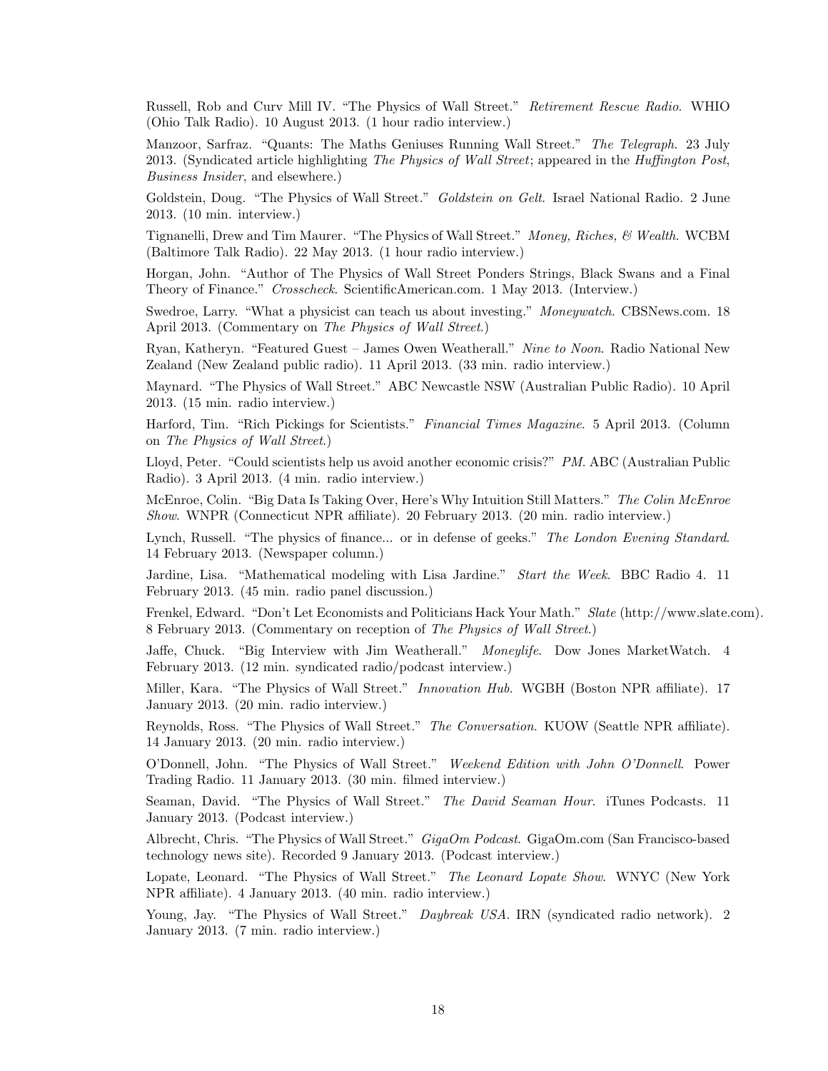Russell, Rob and Curv Mill IV. "The Physics of Wall Street." *Retirement Rescue Radio*. WHIO (Ohio Talk Radio). 10 August 2013. (1 hour radio interview.)

Manzoor, Sarfraz. "Quants: The Maths Geniuses Running Wall Street." *The Telegraph*. 23 July 2013. (Syndicated article highlighting *The Physics of Wall Street*; appeared in the *Huffington Post*, *Business Insider*, and elsewhere.)

Goldstein, Doug. "The Physics of Wall Street." *Goldstein on Gelt*. Israel National Radio. 2 June 2013. (10 min. interview.)

Tignanelli, Drew and Tim Maurer. "The Physics of Wall Street." *Money, Riches, & Wealth*. WCBM (Baltimore Talk Radio). 22 May 2013. (1 hour radio interview.)

Horgan, John. "Author of The Physics of Wall Street Ponders Strings, Black Swans and a Final Theory of Finance." *Crosscheck*. ScientificAmerican.com. 1 May 2013. (Interview.)

Swedroe, Larry. "What a physicist can teach us about investing." *Moneywatch*. CBSNews.com. 18 April 2013. (Commentary on *The Physics of Wall Street*.)

Ryan, Katheryn. "Featured Guest – James Owen Weatherall." *Nine to Noon*. Radio National New Zealand (New Zealand public radio). 11 April 2013. (33 min. radio interview.)

Maynard. "The Physics of Wall Street." ABC Newcastle NSW (Australian Public Radio). 10 April 2013. (15 min. radio interview.)

Harford, Tim. "Rich Pickings for Scientists." *Financial Times Magazine*. 5 April 2013. (Column on *The Physics of Wall Street*.)

Lloyd, Peter. "Could scientists help us avoid another economic crisis?" *PM*. ABC (Australian Public Radio). 3 April 2013. (4 min. radio interview.)

McEnroe, Colin. "Big Data Is Taking Over, Here's Why Intuition Still Matters." *The Colin McEnroe Show*. WNPR (Connecticut NPR affiliate). 20 February 2013. (20 min. radio interview.)

Lynch, Russell. "The physics of finance... or in defense of geeks." *The London Evening Standard*. 14 February 2013. (Newspaper column.)

Jardine, Lisa. "Mathematical modeling with Lisa Jardine." *Start the Week*. BBC Radio 4. 11 February 2013. (45 min. radio panel discussion.)

Frenkel, Edward. "Don't Let Economists and Politicians Hack Your Math." *Slate* (http://www.slate.com). 8 February 2013. (Commentary on reception of *The Physics of Wall Street*.)

Jaffe, Chuck. "Big Interview with Jim Weatherall." *Moneylife*. Dow Jones MarketWatch. 4 February 2013. (12 min. syndicated radio/podcast interview.)

Miller, Kara. "The Physics of Wall Street." *Innovation Hub*. WGBH (Boston NPR affiliate). 17 January 2013. (20 min. radio interview.)

Reynolds, Ross. "The Physics of Wall Street." *The Conversation*. KUOW (Seattle NPR affiliate). 14 January 2013. (20 min. radio interview.)

O'Donnell, John. "The Physics of Wall Street." *Weekend Edition with John O'Donnell*. Power Trading Radio. 11 January 2013. (30 min. filmed interview.)

Seaman, David. "The Physics of Wall Street." *The David Seaman Hour*. iTunes Podcasts. 11 January 2013. (Podcast interview.)

Albrecht, Chris. "The Physics of Wall Street." *GigaOm Podcast*. GigaOm.com (San Francisco-based technology news site). Recorded 9 January 2013. (Podcast interview.)

Lopate, Leonard. "The Physics of Wall Street." *The Leonard Lopate Show*. WNYC (New York NPR affiliate). 4 January 2013. (40 min. radio interview.)

Young, Jay. "The Physics of Wall Street." *Daybreak USA*. IRN (syndicated radio network). 2 January 2013. (7 min. radio interview.)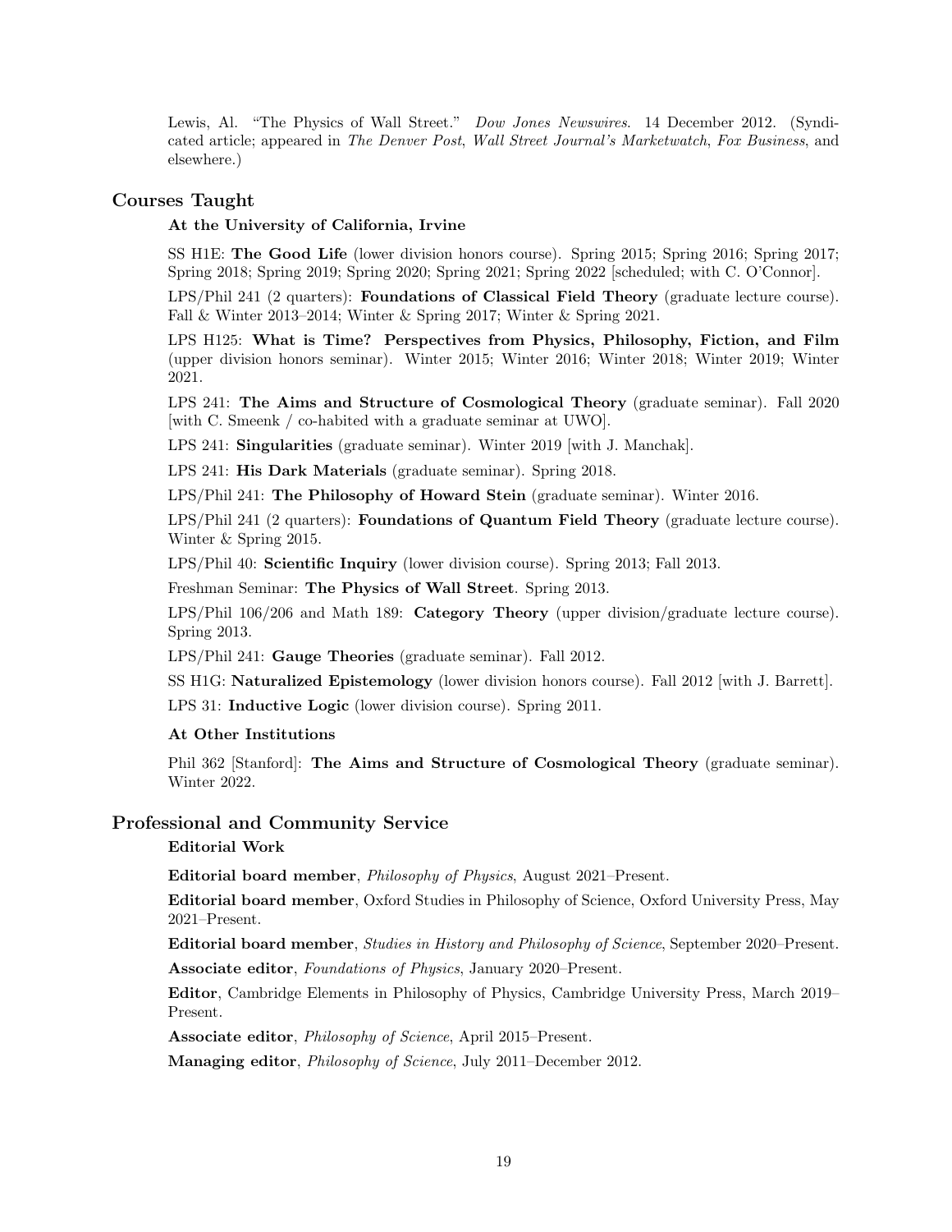Lewis, Al. "The Physics of Wall Street." *Dow Jones Newswires*. 14 December 2012. (Syndicated article; appeared in *The Denver Post*, *Wall Street Journal's Marketwatch*, *Fox Business*, and elsewhere.)

## Courses Taught

### At the University of California, Irvine

SS H1E: **The Good Life** (lower division honors course). Spring 2015; Spring 2016; Spring 2017; Spring 2018; Spring 2019; Spring 2020; Spring 2021; Spring 2022 [scheduled; with C. O'Connor].

LPS/Phil 241 (2 quarters): **Foundations of Classical Field Theory** (graduate lecture course). Fall & Winter 2013–2014; Winter & Spring 2017; Winter & Spring 2021.

LPS H125: **What is Time? Perspectives from Physics, Philosophy, Fiction, and Film** (upper division honors seminar). Winter 2015; Winter 2016; Winter 2018; Winter 2019; Winter 2021.

LPS 241: **The Aims and Structure of Cosmological Theory** (graduate seminar). Fall 2020 [with C. Smeenk / co-habited with a graduate seminar at UWO].

LPS 241: **Singularities** (graduate seminar). Winter 2019 [with J. Manchak].

LPS 241: **His Dark Materials** (graduate seminar). Spring 2018.

LPS/Phil 241: **The Philosophy of Howard Stein** (graduate seminar). Winter 2016.

LPS/Phil 241 (2 quarters): **Foundations of Quantum Field Theory** (graduate lecture course). Winter & Spring 2015.

LPS/Phil 40: **Scientific Inquiry** (lower division course). Spring 2013; Fall 2013.

Freshman Seminar: **The Physics of Wall Street**. Spring 2013.

LPS/Phil 106/206 and Math 189: **Category Theory** (upper division/graduate lecture course). Spring 2013.

LPS/Phil 241: **Gauge Theories** (graduate seminar). Fall 2012.

SS H1G: **Naturalized Epistemology** (lower division honors course). Fall 2012 [with J. Barrett].

LPS 31: **Inductive Logic** (lower division course). Spring 2011.

### At Other Institutions

Phil 362 [Stanford]: **The Aims and Structure of Cosmological Theory** (graduate seminar). Winter 2022.

## Professional and Community Service

### Editorial Work

**Editorial board member**, *Philosophy of Physics*, August 2021–Present.

**Editorial board member**, Oxford Studies in Philosophy of Science, Oxford University Press, May 2021–Present.

**Editorial board member**, *Studies in History and Philosophy of Science*, September 2020–Present.

**Associate editor**, *Foundations of Physics*, January 2020–Present.

**Editor**, Cambridge Elements in Philosophy of Physics, Cambridge University Press, March 2019–Present.

**Associate editor**, *Philosophy of Science*, April 2015–Present.

**Managing editor**, *Philosophy of Science*, July 2011–December 2012.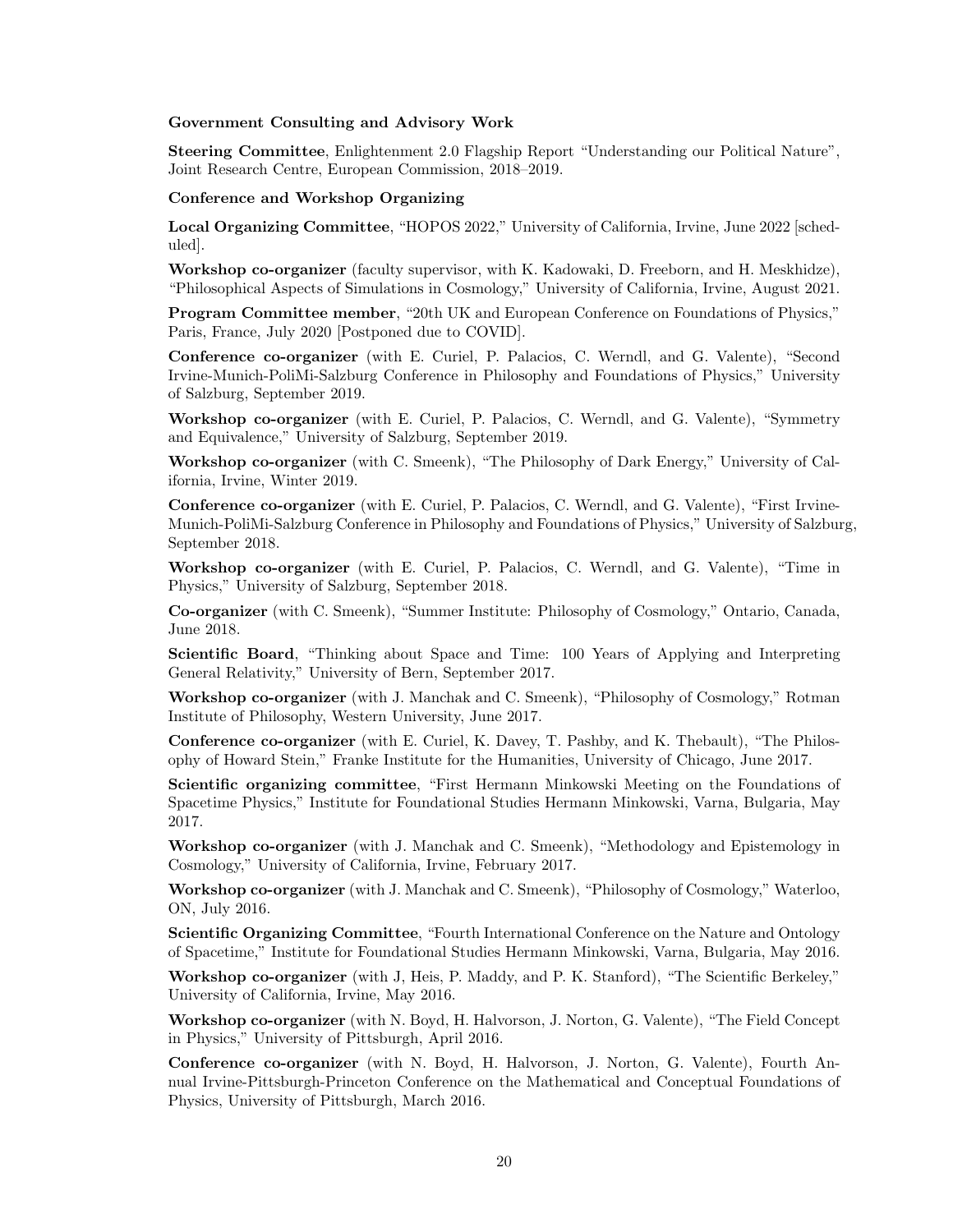**Government Consulting and Advisory Work**

**Steering Committee**, Enlightenment 2.0 Flagship Report "Understanding our Political Nature", Joint Research Centre, European Commission, 2018–2019.

**Conference and Workshop Organizing**

**Local Organizing Committee**, "HOPOS 2022," University of California, Irvine, June 2022 [scheduled].

**Workshop co-organizer** (faculty supervisor, with K. Kadowaki, D. Freeborn, and H. Meskhidze), "Philosophical Aspects of Simulations in Cosmology," University of California, Irvine, August 2021.

**Program Committee member**, "20th UK and European Conference on Foundations of Physics," Paris, France, July 2020 [Postponed due to COVID].

**Conference co-organizer** (with E. Curiel, P. Palacios, C. Werndl, and G. Valente), "Second Irvine-Munich-PoliMi-Salzburg Conference in Philosophy and Foundations of Physics," University of Salzburg, September 2019.

**Workshop co-organizer** (with E. Curiel, P. Palacios, C. Werndl, and G. Valente), "Symmetry and Equivalence," University of Salzburg, September 2019.

**Workshop co-organizer** (with C. Smeenk), "The Philosophy of Dark Energy," University of California, Irvine, Winter 2019.

**Conference co-organizer** (with E. Curiel, P. Palacios, C. Werndl, and G. Valente), "First Irvine-Munich-PoliMi-Salzburg Conference in Philosophy and Foundations of Physics," University of Salzburg, September 2018.

**Workshop co-organizer** (with E. Curiel, P. Palacios, C. Werndl, and G. Valente), "Time in Physics," University of Salzburg, September 2018.

**Co-organizer** (with C. Smeenk), "Summer Institute: Philosophy of Cosmology," Ontario, Canada, June 2018.

**Scientific Board**, "Thinking about Space and Time: 100 Years of Applying and Interpreting General Relativity," University of Bern, September 2017.

**Workshop co-organizer** (with J. Manchak and C. Smeenk), "Philosophy of Cosmology," Rotman Institute of Philosophy, Western University, June 2017.

**Conference co-organizer** (with E. Curiel, K. Davey, T. Pashby, and K. Thebault), "The Philosophy of Howard Stein," Franke Institute for the Humanities, University of Chicago, June 2017.

**Scientific organizing committee**, "First Hermann Minkowski Meeting on the Foundations of Spacetime Physics," Institute for Foundational Studies Hermann Minkowski, Varna, Bulgaria, May 2017.

**Workshop co-organizer** (with J. Manchak and C. Smeenk), "Methodology and Epistemology in Cosmology," University of California, Irvine, February 2017.

**Workshop co-organizer** (with J. Manchak and C. Smeenk), "Philosophy of Cosmology," Waterloo, ON, July 2016.

**Scientific Organizing Committee**, "Fourth International Conference on the Nature and Ontology of Spacetime," Institute for Foundational Studies Hermann Minkowski, Varna, Bulgaria, May 2016.

**Workshop co-organizer** (with J, Heis, P. Maddy, and P. K. Stanford), "The Scientific Berkeley," University of California, Irvine, May 2016.

**Workshop co-organizer** (with N. Boyd, H. Halvorson, J. Norton, G. Valente), "The Field Concept in Physics," University of Pittsburgh, April 2016.

**Conference co-organizer** (with N. Boyd, H. Halvorson, J. Norton, G. Valente), Fourth Annual Irvine-Pittsburgh-Princeton Conference on the Mathematical and Conceptual Foundations of Physics, University of Pittsburgh, March 2016.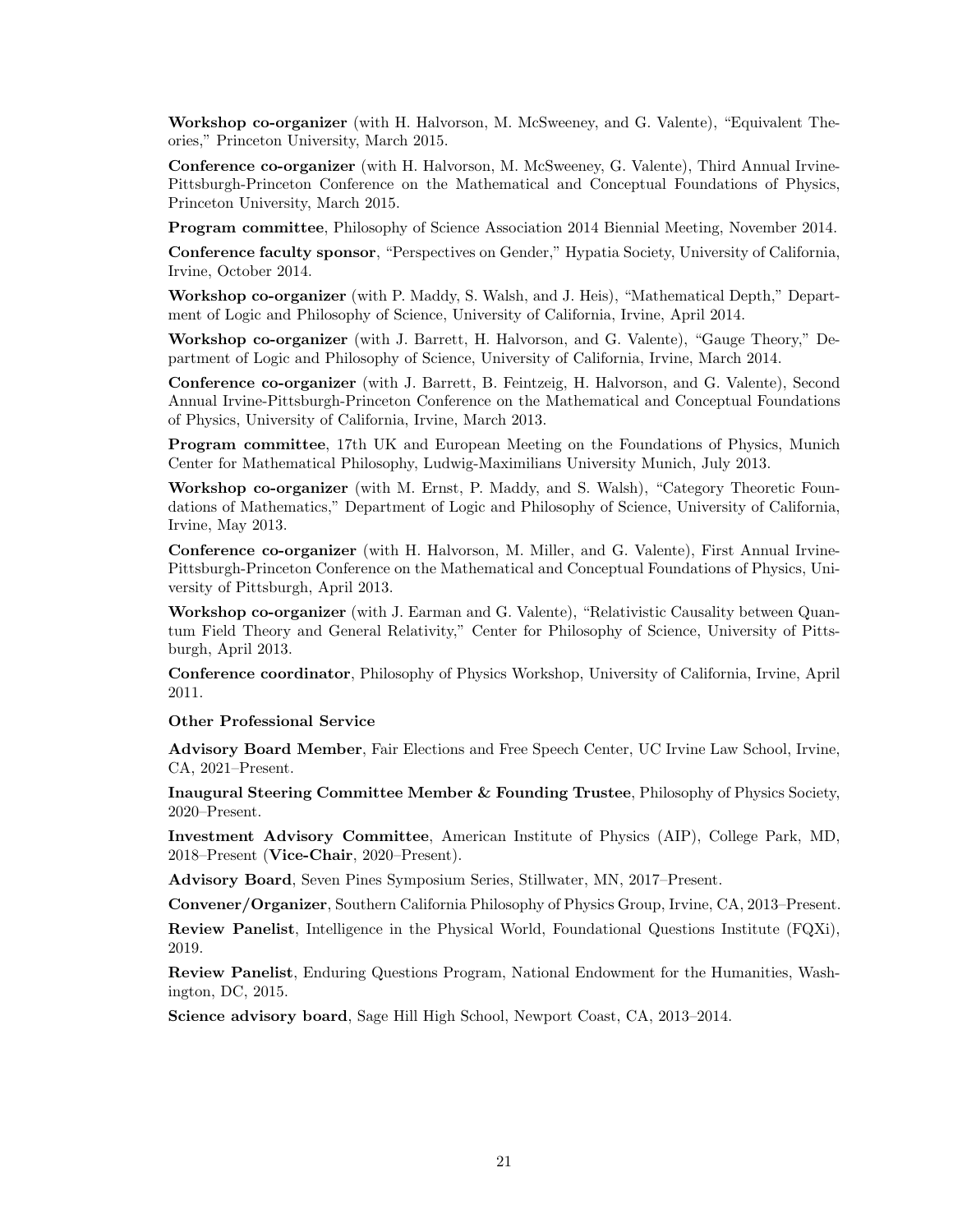**Workshop co-organizer** (with H. Halvorson, M. McSweeney, and G. Valente), "Equivalent Theories," Princeton University, March 2015.

**Conference co-organizer** (with H. Halvorson, M. McSweeney, G. Valente), Third Annual Irvine-Pittsburgh-Princeton Conference on the Mathematical and Conceptual Foundations of Physics, Princeton University, March 2015.

**Program committee**, Philosophy of Science Association 2014 Biennial Meeting, November 2014.

**Conference faculty sponsor**, "Perspectives on Gender," Hypatia Society, University of California, Irvine, October 2014.

**Workshop co-organizer** (with P. Maddy, S. Walsh, and J. Heis), "Mathematical Depth," Department of Logic and Philosophy of Science, University of California, Irvine, April 2014.

**Workshop co-organizer** (with J. Barrett, H. Halvorson, and G. Valente), "Gauge Theory," Department of Logic and Philosophy of Science, University of California, Irvine, March 2014.

**Conference co-organizer** (with J. Barrett, B. Feintzeig, H. Halvorson, and G. Valente), Second Annual Irvine-Pittsburgh-Princeton Conference on the Mathematical and Conceptual Foundations of Physics, University of California, Irvine, March 2013.

**Program committee**, 17th UK and European Meeting on the Foundations of Physics, Munich Center for Mathematical Philosophy, Ludwig-Maximilians University Munich, July 2013.

**Workshop co-organizer** (with M. Ernst, P. Maddy, and S. Walsh), "Category Theoretic Foundations of Mathematics," Department of Logic and Philosophy of Science, University of California, Irvine, May 2013.

**Conference co-organizer** (with H. Halvorson, M. Miller, and G. Valente), First Annual Irvine-Pittsburgh-Princeton Conference on the Mathematical and Conceptual Foundations of Physics, University of Pittsburgh, April 2013.

**Workshop co-organizer** (with J. Earman and G. Valente), "Relativistic Causality between Quantum Field Theory and General Relativity," Center for Philosophy of Science, University of Pittsburgh, April 2013.

**Conference coordinator**, Philosophy of Physics Workshop, University of California, Irvine, April 2011.

**Other Professional Service**

**Advisory Board Member**, Fair Elections and Free Speech Center, UC Irvine Law School, Irvine, CA, 2021–Present.

**Inaugural Steering Committee Member & Founding Trustee**, Philosophy of Physics Society, 2020–Present.

**Investment Advisory Committee**, American Institute of Physics (AIP), College Park, MD, 2018–Present (**Vice-Chair**, 2020–Present).

**Advisory Board**, Seven Pines Symposium Series, Stillwater, MN, 2017–Present.

**Convener/Organizer**, Southern California Philosophy of Physics Group, Irvine, CA, 2013–Present.

**Review Panelist**, Intelligence in the Physical World, Foundational Questions Institute (FQXi), 2019.

**Review Panelist**, Enduring Questions Program, National Endowment for the Humanities, Washington, DC, 2015.

**Science advisory board**, Sage Hill High School, Newport Coast, CA, 2013–2014.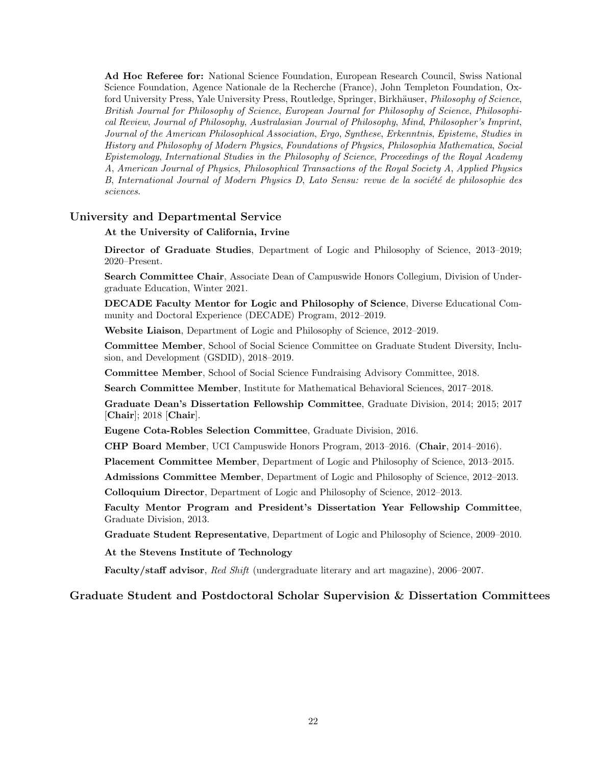**Ad Hoc Referee for:** National Science Foundation, European Research Council, Swiss National Science Foundation, Agence Nationale de la Recherche (France), John Templeton Foundation, Oxford University Press, Yale University Press, Routledge, Springer, Birkhäuser, *Philosophy of Science*, *British Journal for Philosophy of Science*, *European Journal for Philosophy of Science*, *Philosophical Review*, *Journal of Philosophy*, *Australasian Journal of Philosophy*, *Mind*, *Philosopher's Imprint*, *Journal of the American Philosophical Association*, *Ergo*, *Synthese*, *Erkenntnis*, *Episteme*, *Studies in History and Philosophy of Modern Physics*, *Foundations of Physics*, *Philosophia Mathematica*, *Social Epistemology*, *International Studies in the Philosophy of Science*, *Proceedings of the Royal Academy A*, *American Journal of Physics*, *Philosophical Transactions of the Royal Society A*, *Applied Physics B*, *International Journal of Modern Physics D*, *Lato Sensu: revue de la société de philosophie des sciences*.

## University and Departmental Service

### At the University of California, Irvine

**Director of Graduate Studies**, Department of Logic and Philosophy of Science, 2013–2019; 2020–Present.

**Search Committee Chair**, Associate Dean of Campuswide Honors Collegium, Division of Undergraduate Education, Winter 2021.

**DECADE Faculty Mentor for Logic and Philosophy of Science**, Diverse Educational Community and Doctoral Experience (DECADE) Program, 2012–2019.

**Website Liaison**, Department of Logic and Philosophy of Science, 2012–2019.

**Committee Member**, School of Social Science Committee on Graduate Student Diversity, Inclusion, and Development (GSDID), 2018–2019.

**Committee Member**, School of Social Science Fundraising Advisory Committee, 2018.

**Search Committee Member**, Institute for Mathematical Behavioral Sciences, 2017–2018.

**Graduate Dean's Dissertation Fellowship Committee**, Graduate Division, 2014; 2015; 2017 [**Chair**]; 2018 [**Chair**].

**Eugene Cota-Robles Selection Committee**, Graduate Division, 2016.

**CHP Board Member**, UCI Campuswide Honors Program, 2013–2016. (**Chair**, 2014–2016).

**Placement Committee Member**, Department of Logic and Philosophy of Science, 2013–2015.

**Admissions Committee Member**, Department of Logic and Philosophy of Science, 2012–2013.

**Colloquium Director**, Department of Logic and Philosophy of Science, 2012–2013.

**Faculty Mentor Program and President's Dissertation Year Fellowship Committee**, Graduate Division, 2013.

**Graduate Student Representative**, Department of Logic and Philosophy of Science, 2009–2010.

### At the Stevens Institute of Technology

**Faculty/staff advisor**, *Red Shift* (undergraduate literary and art magazine), 2006–2007.

## Graduate Student and Postdoctoral Scholar Supervision & Dissertation Committees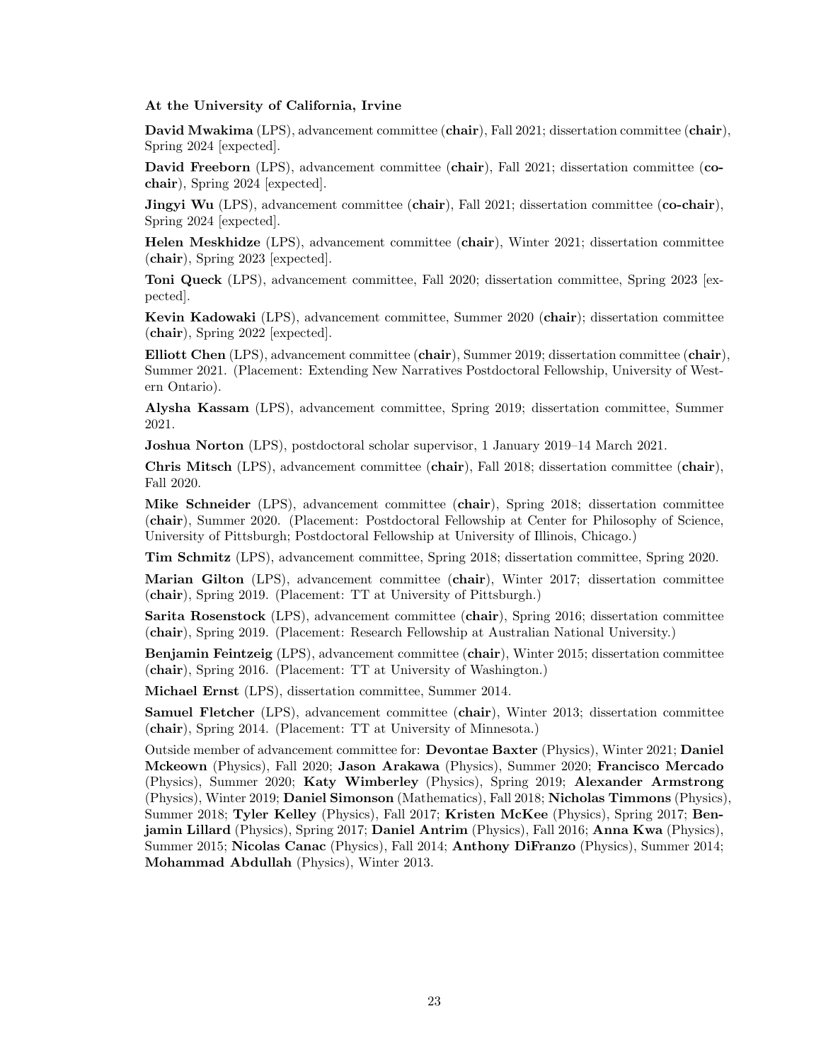**At the University of California, Irvine**

**David Mwakima** (LPS), advancement committee (**chair**), Fall 2021; dissertation committee (**chair**), Spring 2024 [expected].

**David Freeborn** (LPS), advancement committee (**chair**), Fall 2021; dissertation committee (**co-chair**), Spring 2024 [expected].

**Jingyi Wu** (LPS), advancement committee (**chair**), Fall 2021; dissertation committee (**co-chair**), Spring 2024 [expected].

**Helen Meskhidze** (LPS), advancement committee (**chair**), Winter 2021; dissertation committee (**chair**), Spring 2023 [expected].

**Toni Queck** (LPS), advancement committee, Fall 2020; dissertation committee, Spring 2023 [expected].

**Kevin Kadowaki** (LPS), advancement committee, Summer 2020 (**chair**); dissertation committee (**chair**), Spring 2022 [expected].

**Elliott Chen** (LPS), advancement committee (**chair**), Summer 2019; dissertation committee (**chair**), Summer 2021. (Placement: Extending New Narratives Postdoctoral Fellowship, University of Western Ontario).

**Alysha Kassam** (LPS), advancement committee, Spring 2019; dissertation committee, Summer 2021.

**Joshua Norton** (LPS), postdoctoral scholar supervisor, 1 January 2019–14 March 2021.

**Chris Mitsch** (LPS), advancement committee (**chair**), Fall 2018; dissertation committee (**chair**), Fall 2020.

**Mike Schneider** (LPS), advancement committee (**chair**), Spring 2018; dissertation committee (**chair**), Summer 2020. (Placement: Postdoctoral Fellowship at Center for Philosophy of Science, University of Pittsburgh; Postdoctoral Fellowship at University of Illinois, Chicago.)

**Tim Schmitz** (LPS), advancement committee, Spring 2018; dissertation committee, Spring 2020.

**Marian Gilton** (LPS), advancement committee (**chair**), Winter 2017; dissertation committee (**chair**), Spring 2019. (Placement: TT at University of Pittsburgh.)

**Sarita Rosenstock** (LPS), advancement committee (**chair**), Spring 2016; dissertation committee (**chair**), Spring 2019. (Placement: Research Fellowship at Australian National University.)

**Benjamin Feintzeig** (LPS), advancement committee (**chair**), Winter 2015; dissertation committee (**chair**), Spring 2016. (Placement: TT at University of Washington.)

**Michael Ernst** (LPS), dissertation committee, Summer 2014.

**Samuel Fletcher** (LPS), advancement committee (**chair**), Winter 2013; dissertation committee (**chair**), Spring 2014. (Placement: TT at University of Minnesota.)

Outside member of advancement committee for: **Devontae Baxter** (Physics), Winter 2021; **Daniel Mckeown** (Physics), Fall 2020; **Jason Arakawa** (Physics), Summer 2020; **Francisco Mercado** (Physics), Summer 2020; **Katy Wimberley** (Physics), Spring 2019; **Alexander Armstrong** (Physics), Winter 2019; **Daniel Simonson** (Mathematics), Fall 2018; **Nicholas Timmons** (Physics), Summer 2018; **Tyler Kelley** (Physics), Fall 2017; **Kristen McKee** (Physics), Spring 2017; **Benjamin Lillard** (Physics), Spring 2017; **Daniel Antrim** (Physics), Fall 2016; **Anna Kwa** (Physics), Summer 2015; **Nicolas Canac** (Physics), Fall 2014; **Anthony DiFranzo** (Physics), Summer 2014; **Mohammad Abdullah** (Physics), Winter 2013.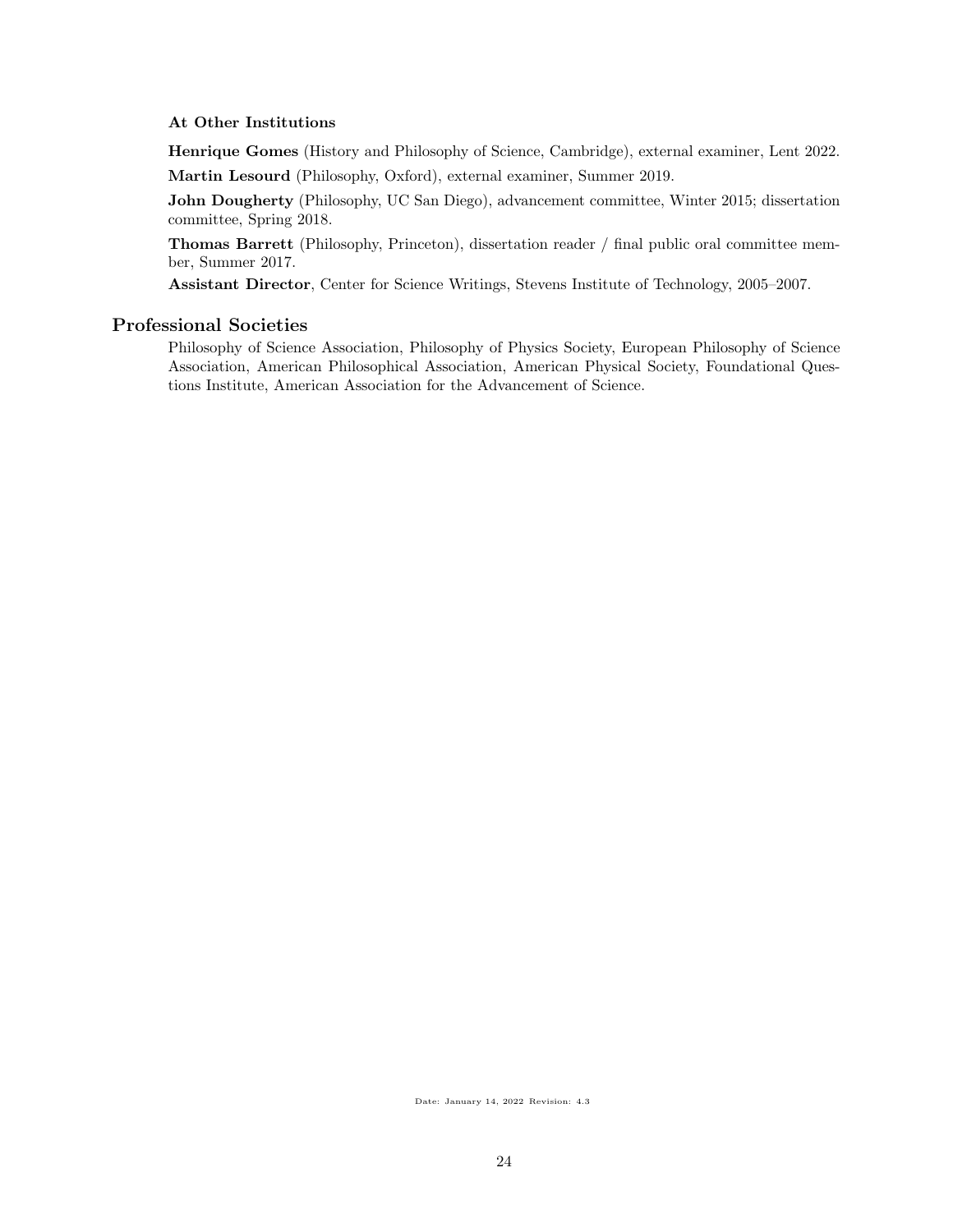**At Other Institutions**

**Henrique Gomes** (History and Philosophy of Science, Cambridge), external examiner, Lent 2022.

**Martin Lesourd** (Philosophy, Oxford), external examiner, Summer 2019.

**John Dougherty** (Philosophy, UC San Diego), advancement committee, Winter 2015; dissertation committee, Spring 2018.

**Thomas Barrett** (Philosophy, Princeton), dissertation reader / final public oral committee member, Summer 2017.

**Assistant Director**, Center for Science Writings, Stevens Institute of Technology, 2005–2007.

## Professional Societies

Philosophy of Science Association, Philosophy of Physics Society, European Philosophy of Science Association, American Philosophical Association, American Physical Society, Foundational Questions Institute, American Association for the Advancement of Science.

Date: January 14, 2022 Revision: 4.3